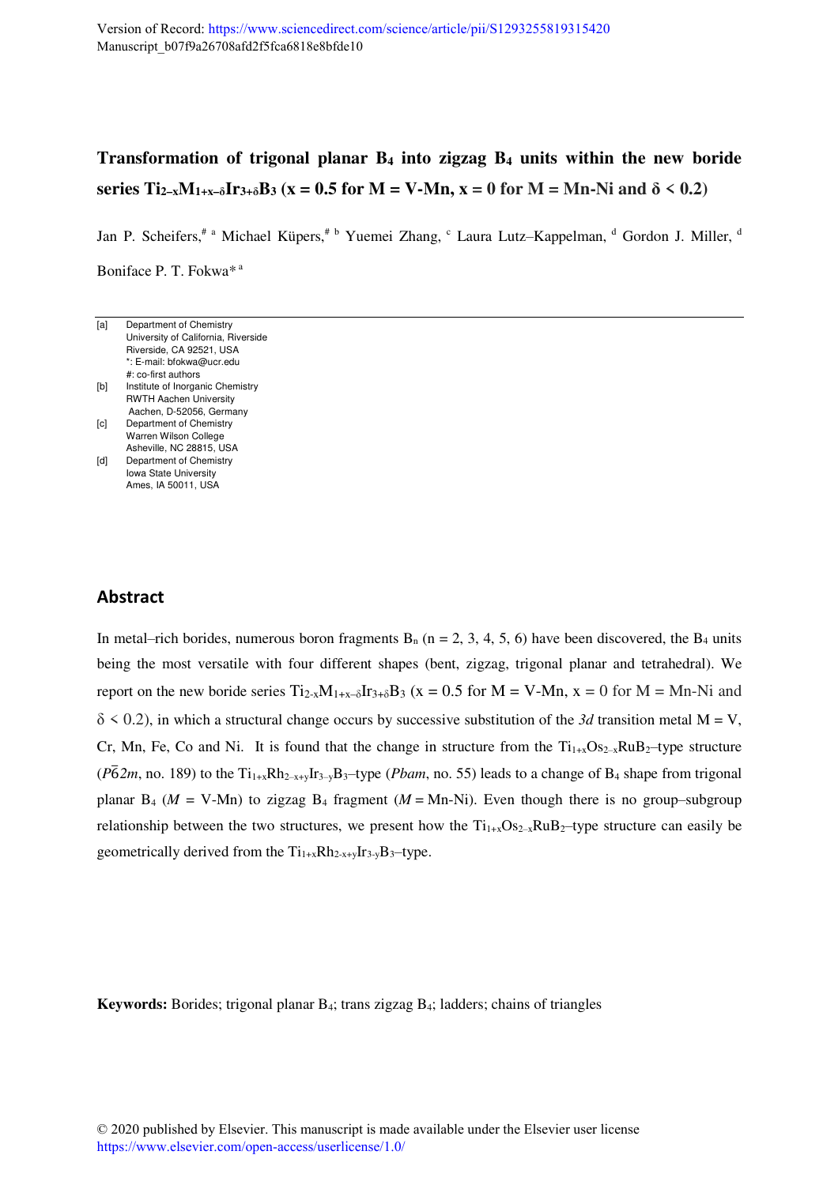Version of Record: https://www.sciencedirect.com/science/article/pii/S1293255819315420
Manuscript_b07f9a26708afd2f5fca6818e8bfde10

# Transformation of trigonal planar $B_4$ into zigzag $B_4$ units within the new boride series $Ti_{2-x}M_{1+x-\delta}Ir_{3+\delta}B_3$ ($x = 0.5$ for M = V-Mn, $x = 0$ for M = Mn-Ni and $\delta < 0.2$)

Jan P. Scheifers,[# a] Michael Küpers,[# b] Yuemei Zhang,[c] Laura Lutz–Kappelman,[d] Gordon J. Miller,[d] Boniface P. T. Fokwa*[a]

[a] Department of Chemistry
University of California, Riverside
Riverside, CA 92521, USA
*: E-mail: bfokwa@ucr.edu
#: co-first authors

[b] Institute of Inorganic Chemistry
RWTH Aachen University
Aachen, D-52056, Germany

[c] Department of Chemistry
Warren Wilson College
Asheville, NC 28815, USA

[d] Department of Chemistry
Iowa State University
Ames, IA 50011, USA

## Abstract

In metal–rich borides, numerous boron fragments $B_n$ ($n = 2, 3, 4, 5, 6$) have been discovered, the $B_4$ units being the most versatile with four different shapes (bent, zigzag, trigonal planar and tetrahedral). We report on the new boride series $Ti_{2-x}M_{1+x-\delta}Ir_{3+\delta}B_3$ ($x = 0.5$ for M = V-Mn, $x = 0$ for M = Mn-Ni and $\delta < 0.2$), in which a structural change occurs by successive substitution of the *3d* transition metal M = V, Cr, Mn, Fe, Co and Ni. It is found that the change in structure from the $Ti_{1+x}Os_{2-x}RuB_2$–type structure ($P\bar{6}2m$, no. 189) to the $Ti_{1+x}Rh_{2-x+y}Ir_{3-y}B_3$–type (*Pbam*, no. 55) leads to a change of $B_4$ shape from trigonal planar $B_4$ (*M* = V-Mn) to zigzag $B_4$ fragment (*M* = Mn-Ni). Even though there is no group–subgroup relationship between the two structures, we present how the $Ti_{1+x}Os_{2-x}RuB_2$–type structure can easily be geometrically derived from the $Ti_{1+x}Rh_{2-x+y}Ir_{3-y}B_3$–type.

**Keywords:** Borides; trigonal planar $B_4$; trans zigzag $B_4$; ladders; chains of triangles

© 2020 published by Elsevier. This manuscript is made available under the Elsevier user license
https://www.elsevier.com/open-access/userlicense/1.0/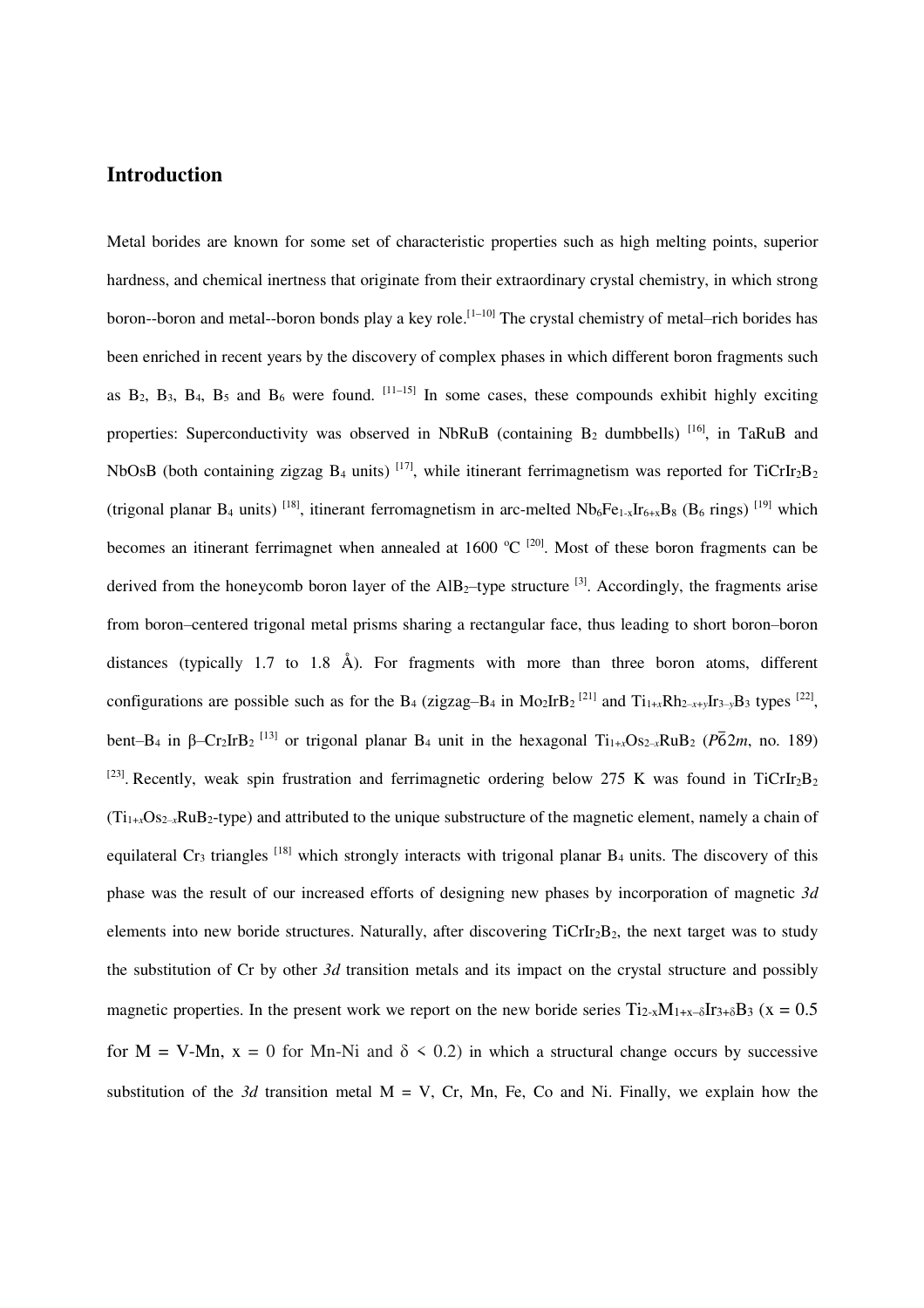## Introduction

Metal borides are known for some set of characteristic properties such as high melting points, superior hardness, and chemical inertness that originate from their extraordinary crystal chemistry, in which strong boron--boron and metal--boron bonds play a key role.[1–10] The crystal chemistry of metal–rich borides has been enriched in recent years by the discovery of complex phases in which different boron fragments such as $B_2$, $B_3$, $B_4$, $B_5$ and $B_6$ were found. [11–15] In some cases, these compounds exhibit highly exciting properties: Superconductivity was observed in NbRuB (containing $B_2$ dumbbells) [16], in TaRuB and NbOsB (both containing zigzag $B_4$ units) [17], while itinerant ferrimagnetism was reported for $TiCrIr_2B_2$ (trigonal planar $B_4$ units) [18], itinerant ferromagnetism in arc-melted $Nb_6Fe_{1-x}Ir_{6+x}B_8$ ($B_6$ rings) [19] which becomes an itinerant ferrimagnet when annealed at 1600 °C [20]. Most of these boron fragments can be derived from the honeycomb boron layer of the $AlB_2$–type structure [3]. Accordingly, the fragments arise from boron–centered trigonal metal prisms sharing a rectangular face, thus leading to short boron–boron distances (typically 1.7 to 1.8 Å). For fragments with more than three boron atoms, different configurations are possible such as for the $B_4$ (zigzag–$B_4$ in $Mo_2IrB_2$ [21] and $Ti_{1+x}Rh_{2-x+y}Ir_{3-y}B_3$ types [22], bent–$B_4$ in β–$Cr_2IrB_2$ [13] or trigonal planar $B_4$ unit in the hexagonal $Ti_{1+x}Os_{2-x}RuB_2$ ($P\bar{6}2m$, no. 189) [23]. Recently, weak spin frustration and ferrimagnetic ordering below 275 K was found in $TiCrIr_2B_2$ ($Ti_{1+x}Os_{2-x}RuB_2$-type) and attributed to the unique substructure of the magnetic element, namely a chain of equilateral $Cr_3$ triangles [18] which strongly interacts with trigonal planar $B_4$ units. The discovery of this phase was the result of our increased efforts of designing new phases by incorporation of magnetic *3d* elements into new boride structures. Naturally, after discovering $TiCrIr_2B_2$, the next target was to study the substitution of Cr by other *3d* transition metals and its impact on the crystal structure and possibly magnetic properties. In the present work we report on the new boride series $Ti_{2-x}M_{1+x-\delta}Ir_{3+\delta}B_3$ ($x = 0.5$ for M = V-Mn, $x = 0$ for Mn-Ni and $\delta < 0.2$) in which a structural change occurs by successive substitution of the *3d* transition metal M = V, Cr, Mn, Fe, Co and Ni. Finally, we explain how the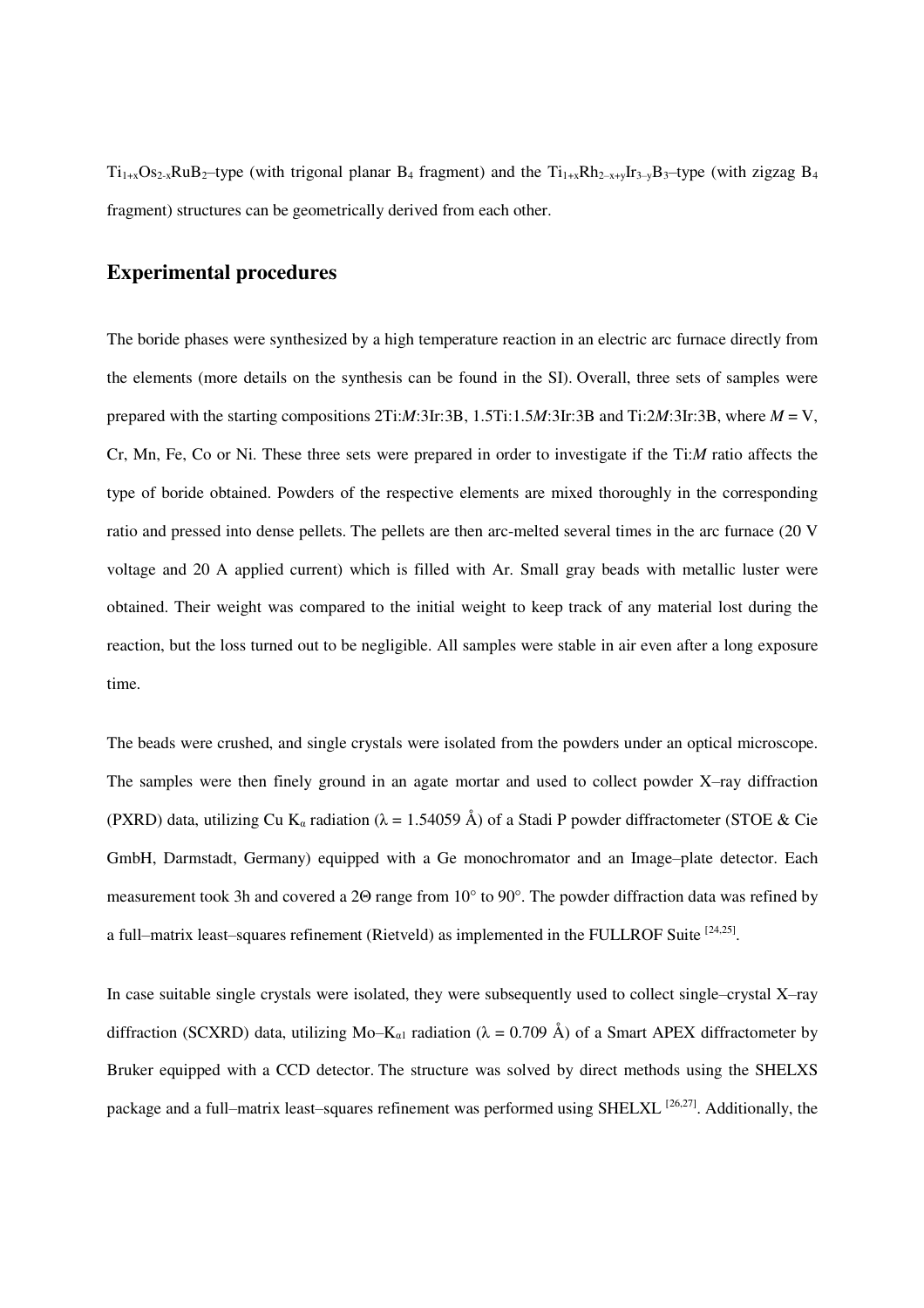$Ti_{1+x}Os_{2-x}RuB_2$–type (with trigonal planar $B_4$ fragment) and the $Ti_{1+x}Rh_{2-x+y}Ir_{3-y}B_3$–type (with zigzag $B_4$ fragment) structures can be geometrically derived from each other.

## Experimental procedures

The boride phases were synthesized by a high temperature reaction in an electric arc furnace directly from the elements (more details on the synthesis can be found in the SI). Overall, three sets of samples were prepared with the starting compositions 2Ti:*M*:3Ir:3B, 1.5Ti:1.5*M*:3Ir:3B and Ti:2*M*:3Ir:3B, where *M* = V, Cr, Mn, Fe, Co or Ni. These three sets were prepared in order to investigate if the Ti:*M* ratio affects the type of boride obtained. Powders of the respective elements are mixed thoroughly in the corresponding ratio and pressed into dense pellets. The pellets are then arc-melted several times in the arc furnace (20 V voltage and 20 A applied current) which is filled with Ar. Small gray beads with metallic luster were obtained. Their weight was compared to the initial weight to keep track of any material lost during the reaction, but the loss turned out to be negligible. All samples were stable in air even after a long exposure time.

The beads were crushed, and single crystals were isolated from the powders under an optical microscope. The samples were then finely ground in an agate mortar and used to collect powder X–ray diffraction (PXRD) data, utilizing Cu $K_\alpha$ radiation ($\lambda$ = 1.54059 Å) of a Stadi P powder diffractometer (STOE & Cie GmbH, Darmstadt, Germany) equipped with a Ge monochromator and an Image–plate detector. Each measurement took 3h and covered a 2Θ range from 10° to 90°. The powder diffraction data was refined by a full–matrix least–squares refinement (Rietveld) as implemented in the FULLROF Suite [24,25].

In case suitable single crystals were isolated, they were subsequently used to collect single–crystal X–ray diffraction (SCXRD) data, utilizing Mo–$K_{\alpha 1}$ radiation ($\lambda$ = 0.709 Å) of a Smart APEX diffractometer by Bruker equipped with a CCD detector. The structure was solved by direct methods using the SHELXS package and a full–matrix least–squares refinement was performed using SHELXL [26,27]. Additionally, the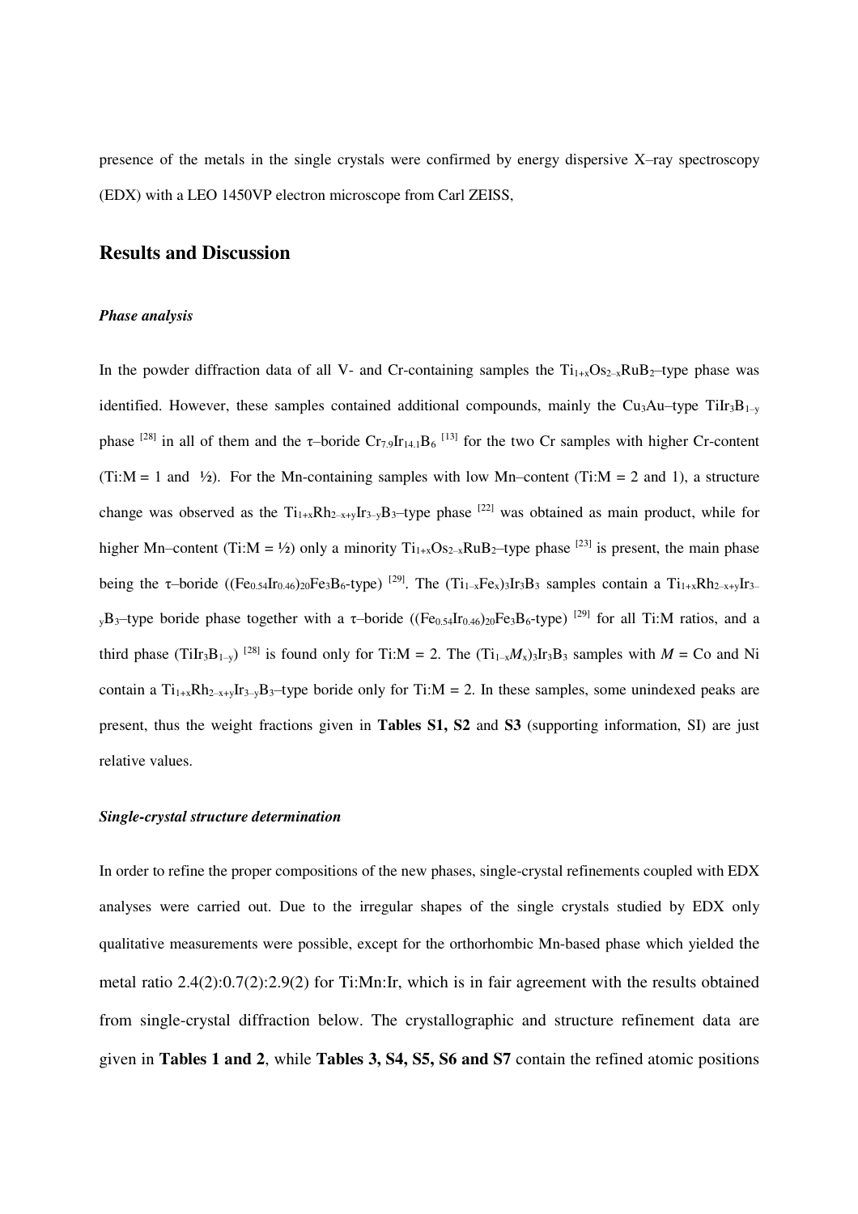presence of the metals in the single crystals were confirmed by energy dispersive X–ray spectroscopy (EDX) with a LEO 1450VP electron microscope from Carl ZEISS,

## Results and Discussion

### *Phase analysis*

In the powder diffraction data of all V- and Cr-containing samples the $Ti_{1+x}Os_{2-x}RuB_2$–type phase was identified. However, these samples contained additional compounds, mainly the $Cu_3Au$–type $TiIr_3B_{1-y}$ phase [28] in all of them and the τ–boride $Cr_{7.9}Ir_{14.1}B_6$ [13] for the two Cr samples with higher Cr-content (Ti:M = 1 and ½). For the Mn-containing samples with low Mn–content (Ti:M = 2 and 1), a structure change was observed as the $Ti_{1+x}Rh_{2-x+y}Ir_{3-y}B_3$–type phase [22] was obtained as main product, while for higher Mn–content (Ti:M = ½) only a minority $Ti_{1+x}Os_{2-x}RuB_2$–type phase [23] is present, the main phase being the τ–boride ($(Fe_{0.54}Ir_{0.46})_{20}Fe_3B_6$-type) [29]. The $(Ti_{1-x}Fe_x)_3Ir_3B_3$ samples contain a $Ti_{1+x}Rh_{2-x+y}Ir_{3-y}B_3$–type boride phase together with a τ–boride ($(Fe_{0.54}Ir_{0.46})_{20}Fe_3B_6$-type) [29] for all Ti:M ratios, and a third phase ($TiIr_3B_{1-y}$) [28] is found only for Ti:M = 2. The $(Ti_{1-x}M_x)_3Ir_3B_3$ samples with *M* = Co and Ni contain a $Ti_{1+x}Rh_{2-x+y}Ir_{3-y}B_3$–type boride only for Ti:M = 2. In these samples, some unindexed peaks are present, thus the weight fractions given in **Tables S1, S2** and **S3** (supporting information, SI) are just relative values.

### *Single-crystal structure determination*

In order to refine the proper compositions of the new phases, single-crystal refinements coupled with EDX analyses were carried out. Due to the irregular shapes of the single crystals studied by EDX only qualitative measurements were possible, except for the orthorhombic Mn-based phase which yielded the metal ratio 2.4(2):0.7(2):2.9(2) for Ti:Mn:Ir, which is in fair agreement with the results obtained from single-crystal diffraction below. The crystallographic and structure refinement data are given in **Tables 1 and 2**, while **Tables 3, S4, S5, S6 and S7** contain the refined atomic positions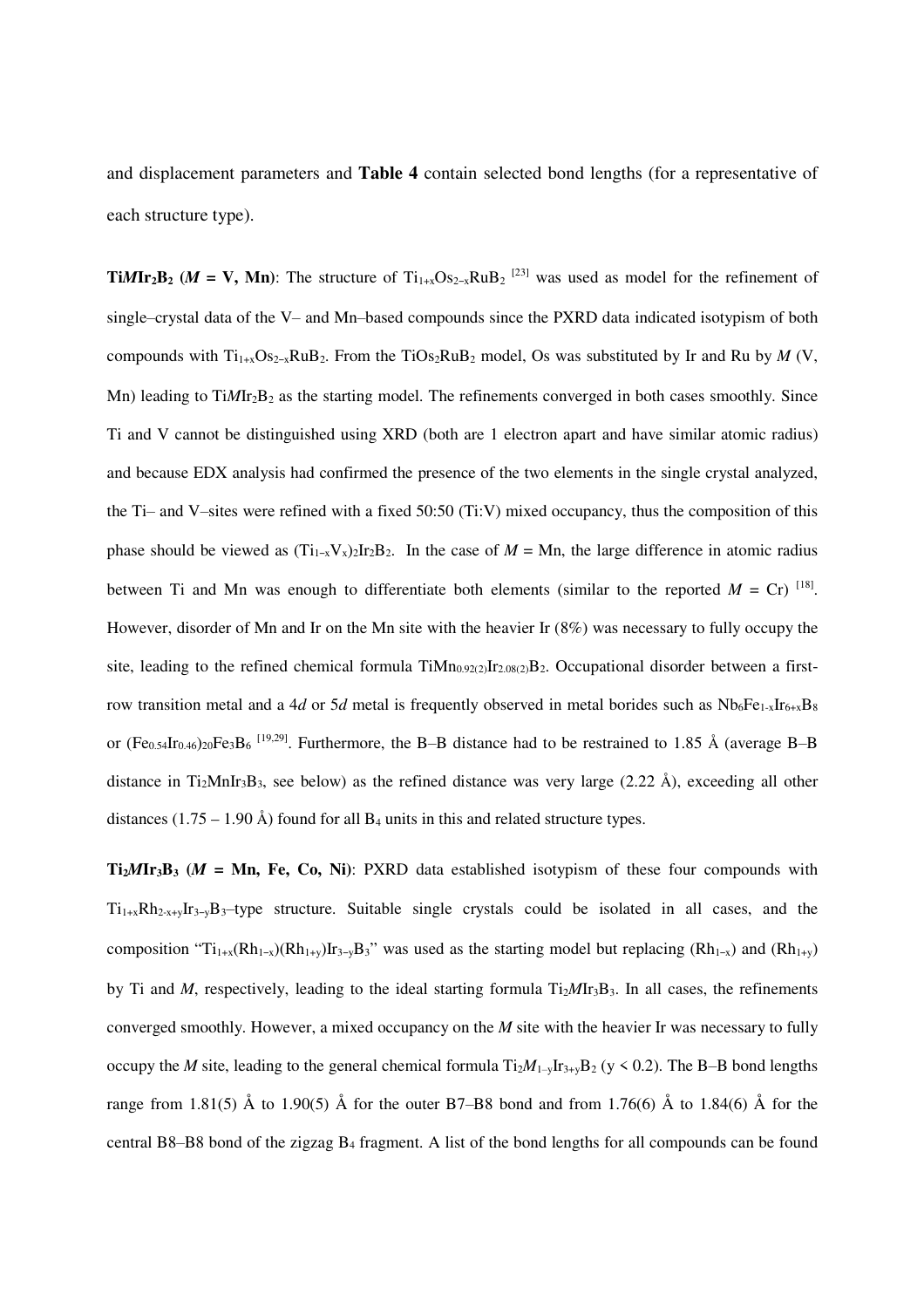and displacement parameters and **Table 4** contain selected bond lengths (for a representative of each structure type).

**Ti*M*Ir$_2$B$_2$ (*M* = V, Mn)**: The structure of $Ti_{1+x}Os_{2-x}RuB_2$ [23] was used as model for the refinement of single–crystal data of the V– and Mn–based compounds since the PXRD data indicated isotypism of both compounds with $Ti_{1+x}Os_{2-x}RuB_2$. From the $TiOs_2RuB_2$ model, Os was substituted by Ir and Ru by *M* (V, Mn) leading to Ti*M*Ir$_2$B$_2$ as the starting model. The refinements converged in both cases smoothly. Since Ti and V cannot be distinguished using XRD (both are 1 electron apart and have similar atomic radius) and because EDX analysis had confirmed the presence of the two elements in the single crystal analyzed, the Ti– and V–sites were refined with a fixed 50:50 (Ti:V) mixed occupancy, thus the composition of this phase should be viewed as $(Ti_{1-x}V_x)_2Ir_2B_2$. In the case of *M* = Mn, the large difference in atomic radius between Ti and Mn was enough to differentiate both elements (similar to the reported *M* = Cr) [18]. However, disorder of Mn and Ir on the Mn site with the heavier Ir (8%) was necessary to fully occupy the site, leading to the refined chemical formula $TiMn_{0.92(2)}Ir_{2.08(2)}B_2$. Occupational disorder between a first-row transition metal and a 4*d* or 5*d* metal is frequently observed in metal borides such as $Nb_6Fe_{1-x}Ir_{6+x}B_8$ or $(Fe_{0.54}Ir_{0.46})_{20}Fe_3B_6$ [19,29]. Furthermore, the B–B distance had to be restrained to 1.85 Å (average B–B distance in $Ti_2MnIr_3B_3$, see below) as the refined distance was very large (2.22 Å), exceeding all other distances (1.75 – 1.90 Å) found for all $B_4$ units in this and related structure types.

**Ti$_2$*M*Ir$_3$B$_3$ (*M* = Mn, Fe, Co, Ni)**: PXRD data established isotypism of these four compounds with $Ti_{1+x}Rh_{2-x+y}Ir_{3-y}B_3$–type structure. Suitable single crystals could be isolated in all cases, and the composition "$Ti_{1+x}(Rh_{1-x})(Rh_{1+y})Ir_{3-y}B_3$" was used as the starting model but replacing ($Rh_{1-x}$) and ($Rh_{1+y}$) by Ti and *M*, respectively, leading to the ideal starting formula Ti$_2$*M*Ir$_3$B$_3$. In all cases, the refinements converged smoothly. However, a mixed occupancy on the *M* site with the heavier Ir was necessary to fully occupy the *M* site, leading to the general chemical formula Ti$_2$*M*$_{1-y}$Ir$_{3+y}$B$_2$ ($y < 0.2$). The B–B bond lengths range from 1.81(5) Å to 1.90(5) Å for the outer B7–B8 bond and from 1.76(6) Å to 1.84(6) Å for the central B8–B8 bond of the zigzag $B_4$ fragment. A list of the bond lengths for all compounds can be found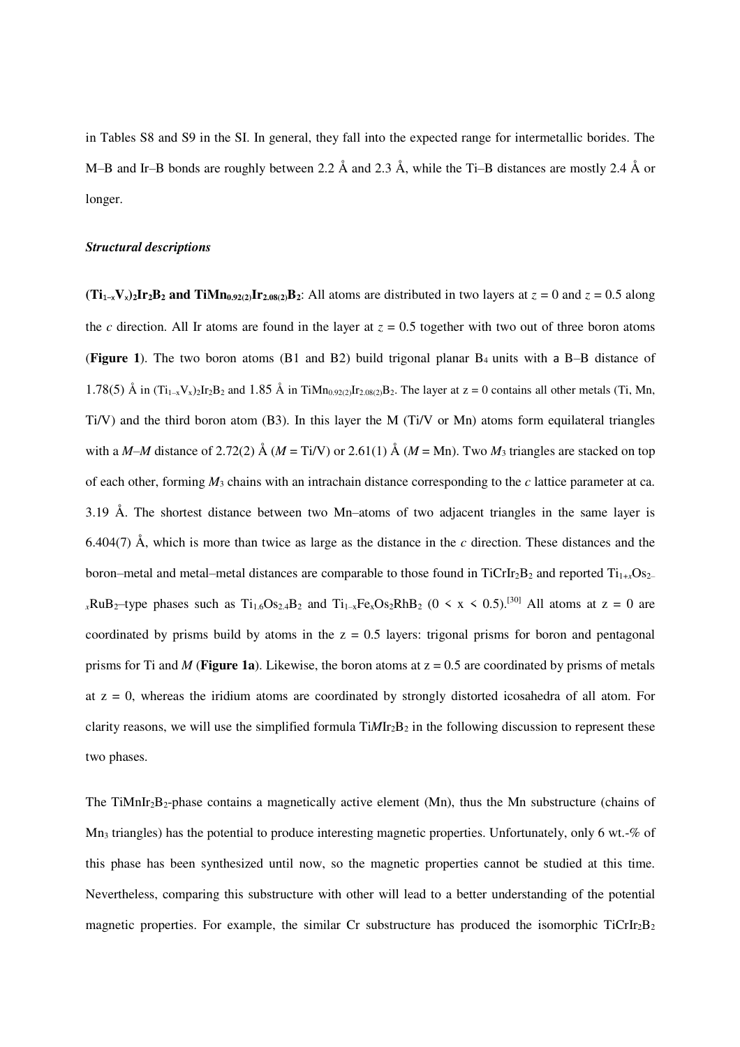in Tables S8 and S9 in the SI. In general, they fall into the expected range for intermetallic borides. The M–B and Ir–B bonds are roughly between 2.2 Å and 2.3 Å, while the Ti–B distances are mostly 2.4 Å or longer.

***Structural descriptions***

**$(Ti_{1-x}V_x)_2Ir_2B_2$ and $TiMn_{0.92(2)}Ir_{2.08(2)}B_2$**: All atoms are distributed in two layers at $z = 0$ and $z = 0.5$ along the *c* direction. All Ir atoms are found in the layer at $z = 0.5$ together with two out of three boron atoms (**Figure 1**). The two boron atoms (B1 and B2) build trigonal planar $B_4$ units with a B–B distance of 1.78(5) Å in $(Ti_{1-x}V_x)_2Ir_2B_2$ and 1.85 Å in $TiMn_{0.92(2)}Ir_{2.08(2)}B_2$. The layer at z = 0 contains all other metals (Ti, Mn, Ti/V) and the third boron atom (B3). In this layer the M (Ti/V or Mn) atoms form equilateral triangles with a *M*–*M* distance of 2.72(2) Å (*M* = Ti/V) or 2.61(1) Å (*M* = Mn). Two $M_3$ triangles are stacked on top of each other, forming $M_3$ chains with an intrachain distance corresponding to the *c* lattice parameter at ca. 3.19 Å. The shortest distance between two Mn–atoms of two adjacent triangles in the same layer is 6.404(7) Å, which is more than twice as large as the distance in the *c* direction. These distances and the boron–metal and metal–metal distances are comparable to those found in $TiCrIr_2B_2$ and reported $Ti_{1+x}Os_{2-x}RuB_2$–type phases such as $Ti_{1.6}Os_{2.4}B_2$ and $Ti_{1-x}Fe_xOs_2RhB_2$ ($0 < x < 0.5$).[30] All atoms at z = 0 are coordinated by prisms build by atoms in the z = 0.5 layers: trigonal prisms for boron and pentagonal prisms for Ti and *M* (**Figure 1a**). Likewise, the boron atoms at z = 0.5 are coordinated by prisms of metals at z = 0, whereas the iridium atoms are coordinated by strongly distorted icosahedra of all atom. For clarity reasons, we will use the simplified formula Ti*M*$Ir_2B_2$ in the following discussion to represent these two phases.

The $TiMnIr_2B_2$-phase contains a magnetically active element (Mn), thus the Mn substructure (chains of $Mn_3$ triangles) has the potential to produce interesting magnetic properties. Unfortunately, only 6 wt.-% of this phase has been synthesized until now, so the magnetic properties cannot be studied at this time. Nevertheless, comparing this substructure with other will lead to a better understanding of the potential magnetic properties. For example, the similar Cr substructure has produced the isomorphic $TiCrIr_2B_2$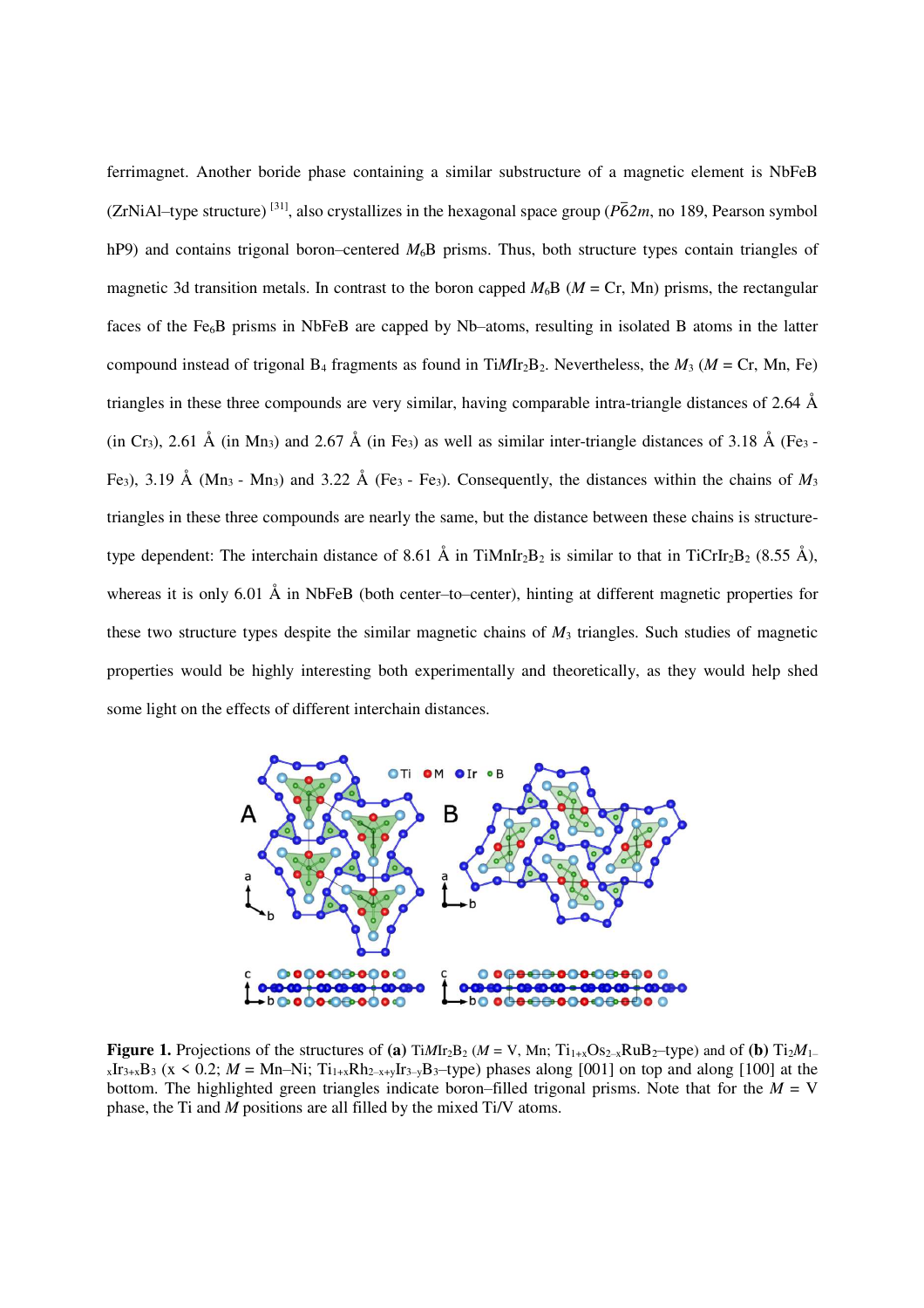ferrimagnet. Another boride phase containing a similar substructure of a magnetic element is NbFeB (ZrNiAl–type structure) [31], also crystallizes in the hexagonal space group ($P\bar{6}2m$, no 189, Pearson symbol hP9) and contains trigonal boron–centered $M_6$B prisms. Thus, both structure types contain triangles of magnetic 3d transition metals. In contrast to the boron capped $M_6$B ($M$ = Cr, Mn) prisms, the rectangular faces of the $Fe_6B$ prisms in NbFeB are capped by Nb–atoms, resulting in isolated B atoms in the latter compound instead of trigonal $B_4$ fragments as found in Ti$M$$Ir_2B_2$. Nevertheless, the $M_3$ ($M$ = Cr, Mn, Fe) triangles in these three compounds are very similar, having comparable intra-triangle distances of 2.64 Å (in $Cr_3$), 2.61 Å (in $Mn_3$) and 2.67 Å (in $Fe_3$) as well as similar inter-triangle distances of 3.18 Å ($Fe_3$ - $Fe_3$), 3.19 Å ($Mn_3$ - $Mn_3$) and 3.22 Å ($Fe_3$ - $Fe_3$). Consequently, the distances within the chains of $M_3$ triangles in these three compounds are nearly the same, but the distance between these chains is structure-type dependent: The interchain distance of 8.61 Å in $TiMnIr_2B_2$ is similar to that in $TiCrIr_2B_2$ (8.55 Å), whereas it is only 6.01 Å in NbFeB (both center–to–center), hinting at different magnetic properties for these two structure types despite the similar magnetic chains of $M_3$ triangles. Such studies of magnetic properties would be highly interesting both experimentally and theoretically, as they would help shed some light on the effects of different interchain distances.

**Figure 1.** Projections of the structures of **(a)** Ti$M$$Ir_2B_2$ ($M$ = V, Mn; $Ti_{1+x}Os_{2-x}RuB_2$–type) and of **(b)** $Ti_2M_{1-x}Ir_{3+x}B_3$ (x < 0.2; $M$ = Mn–Ni; $Ti_{1+x}Rh_{2-x+y}Ir_{3-y}B_3$–type) phases along [001] on top and along [100] at the bottom. The highlighted green triangles indicate boron–filled trigonal prisms. Note that for the $M$ = V phase, the Ti and $M$ positions are all filled by the mixed Ti/V atoms.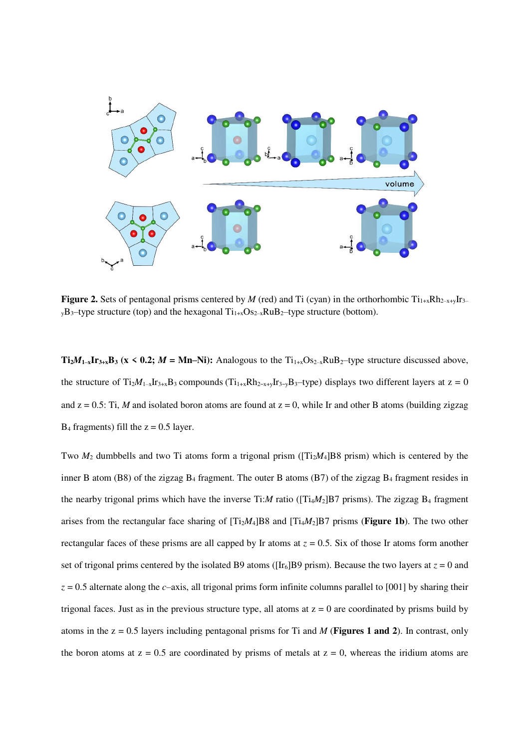**Figure 2.** Sets of pentagonal prisms centered by $M$ (red) and Ti (cyan) in the orthorhombic $Ti_{1+x}Rh_{2-x+y}Ir_{3-y}B_3$–type structure (top) and the hexagonal $Ti_{1+x}Os_{2-x}RuB_2$–type structure (bottom).

**$Ti_2M_{1-x}Ir_{3+x}B_3$ (x < 0.2; $M$ = Mn–Ni):** Analogous to the $Ti_{1+x}Os_{2-x}RuB_2$–type structure discussed above, the structure of $Ti_2M_{1-x}Ir_{3+x}B_3$ compounds ($Ti_{1+x}Rh_{2-x+y}Ir_{3-y}B_3$–type) displays two different layers at z = 0 and z = 0.5: Ti, $M$ and isolated boron atoms are found at z = 0, while Ir and other B atoms (building zigzag $B_4$ fragments) fill the z = 0.5 layer.

Two $M_2$ dumbbells and two Ti atoms form a trigonal prism ([$Ti_2M_4$]B8 prism) which is centered by the inner B atom (B8) of the zigzag $B_4$ fragment. The outer B atoms (B7) of the zigzag $B_4$ fragment resides in the nearby trigonal prims which have the inverse Ti:$M$ ratio ([$Ti_4M_2$]B7 prisms). The zigzag $B_4$ fragment arises from the rectangular face sharing of [$Ti_2M_4$]B8 and [$Ti_4M_2$]B7 prisms (**Figure 1b**). The two other rectangular faces of these prisms are all capped by Ir atoms at $z$ = 0.5. Six of those Ir atoms form another set of trigonal prims centered by the isolated B9 atoms ([$Ir_6$]B9 prism). Because the two layers at $z$ = 0 and $z$ = 0.5 alternate along the $c$–axis, all trigonal prims form infinite columns parallel to [001] by sharing their trigonal faces. Just as in the previous structure type, all atoms at z = 0 are coordinated by prisms build by atoms in the z = 0.5 layers including pentagonal prisms for Ti and $M$ (**Figures 1 and 2**). In contrast, only the boron atoms at z = 0.5 are coordinated by prisms of metals at z = 0, whereas the iridium atoms are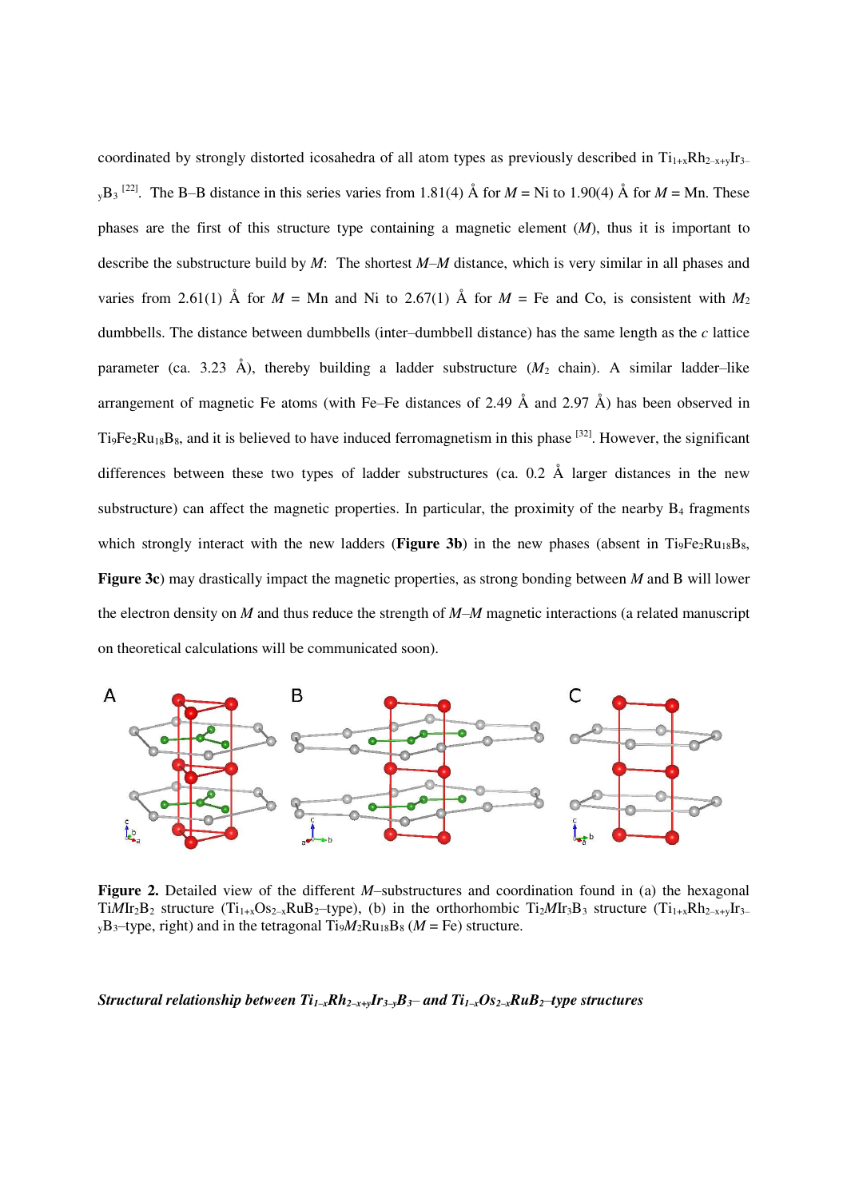coordinated by strongly distorted icosahedra of all atom types as previously described in $Ti_{1+x}Rh_{2-x+y}Ir_{3-y}B_3$ [22]. The B–B distance in this series varies from 1.81(4) Å for $M$ = Ni to 1.90(4) Å for $M$ = Mn. These phases are the first of this structure type containing a magnetic element ($M$), thus it is important to describe the substructure build by $M$: The shortest $M$–$M$ distance, which is very similar in all phases and varies from 2.61(1) Å for $M$ = Mn and Ni to 2.67(1) Å for $M$ = Fe and Co, is consistent with $M_2$ dumbbells. The distance between dumbbells (inter–dumbbell distance) has the same length as the $c$ lattice parameter (ca. 3.23 Å), thereby building a ladder substructure ($M_2$ chain). A similar ladder–like arrangement of magnetic Fe atoms (with Fe–Fe distances of 2.49 Å and 2.97 Å) has been observed in $Ti_9Fe_2Ru_{18}B_8$, and it is believed to have induced ferromagnetism in this phase [32]. However, the significant differences between these two types of ladder substructures (ca. 0.2 Å larger distances in the new substructure) can affect the magnetic properties. In particular, the proximity of the nearby $B_4$ fragments which strongly interact with the new ladders (**Figure 3b**) in the new phases (absent in $Ti_9Fe_2Ru_{18}B_8$, **Figure 3c**) may drastically impact the magnetic properties, as strong bonding between $M$ and B will lower the electron density on $M$ and thus reduce the strength of $M$–$M$ magnetic interactions (a related manuscript on theoretical calculations will be communicated soon).

**Figure 2.** Detailed view of the different $M$–substructures and coordination found in (a) the hexagonal $TiMIr_2B_2$ structure ($Ti_{1+x}Os_{2-x}RuB_2$–type), (b) in the orthorhombic $Ti_2MIr_3B_3$ structure ($Ti_{1+x}Rh_{2-x+y}Ir_{3-y}B_3$–type, right) and in the tetragonal $Ti_9M_2Ru_{18}B_8$ ($M$ = Fe) structure.

***Structural relationship between $Ti_{1-x}Rh_{2-x+y}Ir_{3-y}B_3$– and $Ti_{1-x}Os_{2-x}RuB_2$–type structures***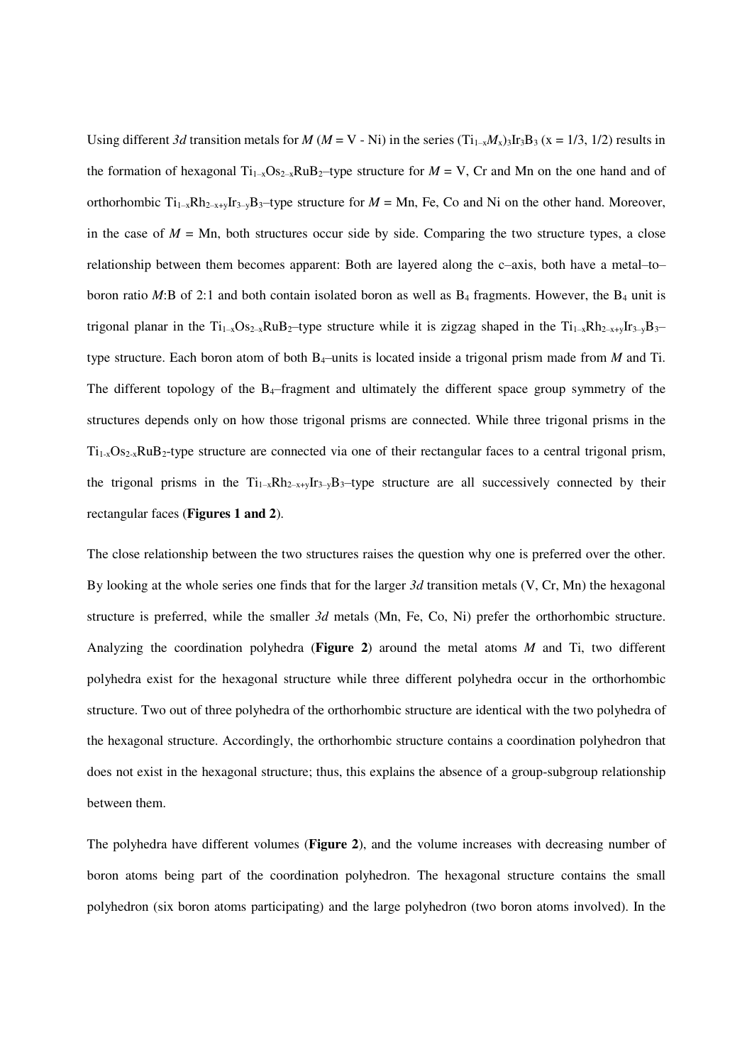Using different *3d* transition metals for *M* (*M* = V - Ni) in the series $(Ti_{1-x}M_x)_3Ir_3B_3$ (x = 1/3, 1/2) results in the formation of hexagonal $Ti_{1-x}Os_{2-x}RuB_2$–type structure for *M* = V, Cr and Mn on the one hand and of orthorhombic $Ti_{1-x}Rh_{2-x+y}Ir_{3-y}B_3$–type structure for *M* = Mn, Fe, Co and Ni on the other hand. Moreover, in the case of *M* = Mn, both structures occur side by side. Comparing the two structure types, a close relationship between them becomes apparent: Both are layered along the c–axis, both have a metal–to–boron ratio *M*:B of 2:1 and both contain isolated boron as well as $B_4$ fragments. However, the $B_4$ unit is trigonal planar in the $Ti_{1-x}Os_{2-x}RuB_2$–type structure while it is zigzag shaped in the $Ti_{1-x}Rh_{2-x+y}Ir_{3-y}B_3$–type structure. Each boron atom of both $B_4$–units is located inside a trigonal prism made from *M* and Ti. The different topology of the $B_4$–fragment and ultimately the different space group symmetry of the structures depends only on how those trigonal prisms are connected. While three trigonal prisms in the $Ti_{1-x}Os_{2-x}RuB_2$-type structure are connected via one of their rectangular faces to a central trigonal prism, the trigonal prisms in the $Ti_{1-x}Rh_{2-x+y}Ir_{3-y}B_3$–type structure are all successively connected by their rectangular faces (**Figures 1 and 2**).

The close relationship between the two structures raises the question why one is preferred over the other. By looking at the whole series one finds that for the larger *3d* transition metals (V, Cr, Mn) the hexagonal structure is preferred, while the smaller *3d* metals (Mn, Fe, Co, Ni) prefer the orthorhombic structure. Analyzing the coordination polyhedra (**Figure 2**) around the metal atoms *M* and Ti, two different polyhedra exist for the hexagonal structure while three different polyhedra occur in the orthorhombic structure. Two out of three polyhedra of the orthorhombic structure are identical with the two polyhedra of the hexagonal structure. Accordingly, the orthorhombic structure contains a coordination polyhedron that does not exist in the hexagonal structure; thus, this explains the absence of a group-subgroup relationship between them.

The polyhedra have different volumes (**Figure 2**), and the volume increases with decreasing number of boron atoms being part of the coordination polyhedron. The hexagonal structure contains the small polyhedron (six boron atoms participating) and the large polyhedron (two boron atoms involved). In the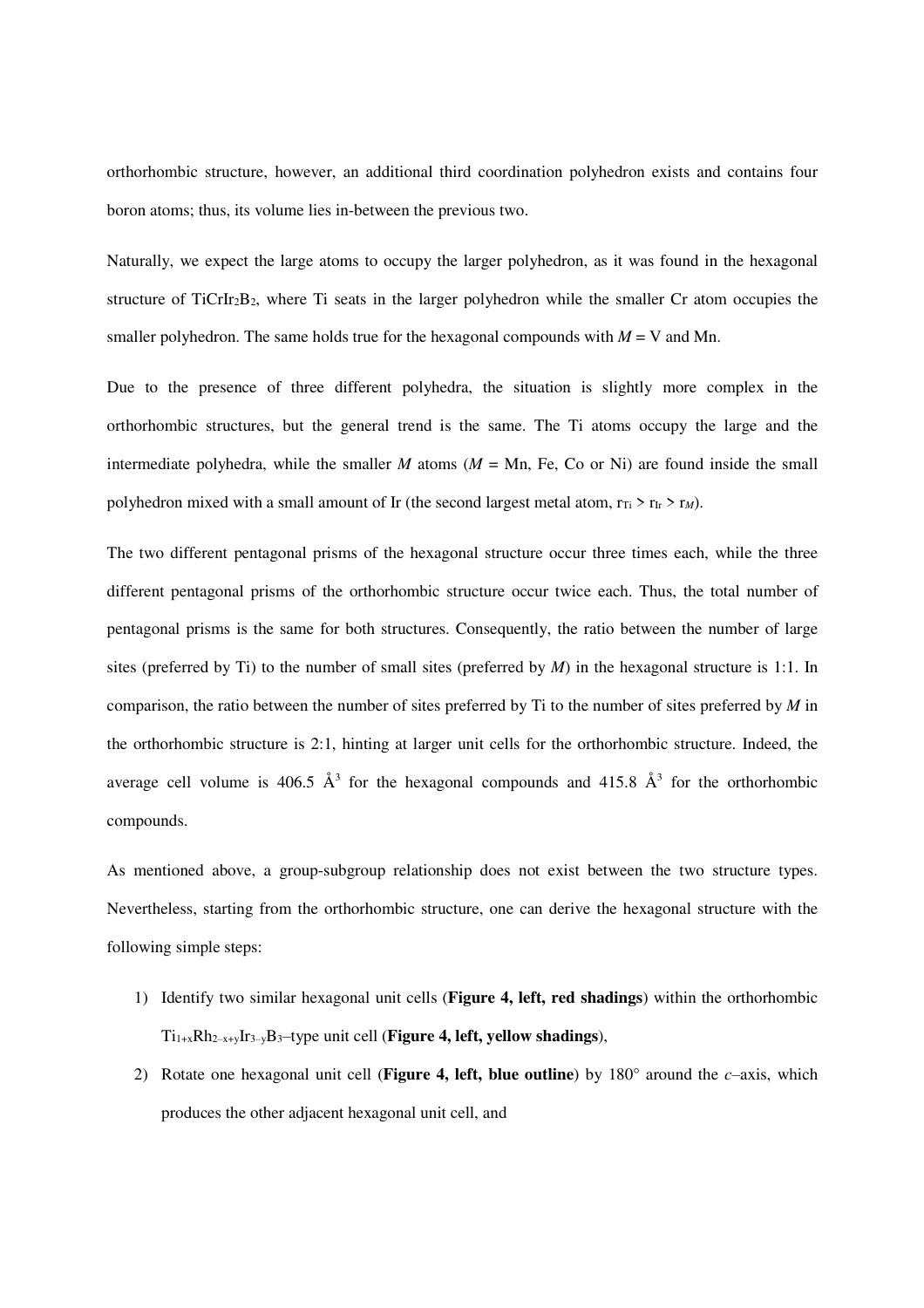orthorhombic structure, however, an additional third coordination polyhedron exists and contains four boron atoms; thus, its volume lies in-between the previous two.

Naturally, we expect the large atoms to occupy the larger polyhedron, as it was found in the hexagonal structure of $TiCrIr_2B_2$, where Ti seats in the larger polyhedron while the smaller Cr atom occupies the smaller polyhedron. The same holds true for the hexagonal compounds with $M$ = V and Mn.

Due to the presence of three different polyhedra, the situation is slightly more complex in the orthorhombic structures, but the general trend is the same. The Ti atoms occupy the large and the intermediate polyhedra, while the smaller $M$ atoms ($M$ = Mn, Fe, Co or Ni) are found inside the small polyhedron mixed with a small amount of Ir (the second largest metal atom, $r_{Ti} > r_{Ir} > r_M$).

The two different pentagonal prisms of the hexagonal structure occur three times each, while the three different pentagonal prisms of the orthorhombic structure occur twice each. Thus, the total number of pentagonal prisms is the same for both structures. Consequently, the ratio between the number of large sites (preferred by Ti) to the number of small sites (preferred by $M$) in the hexagonal structure is 1:1. In comparison, the ratio between the number of sites preferred by Ti to the number of sites preferred by $M$ in the orthorhombic structure is 2:1, hinting at larger unit cells for the orthorhombic structure. Indeed, the average cell volume is 406.5 Å$^3$ for the hexagonal compounds and 415.8 Å$^3$ for the orthorhombic compounds.

As mentioned above, a group-subgroup relationship does not exist between the two structure types. Nevertheless, starting from the orthorhombic structure, one can derive the hexagonal structure with the following simple steps:

1) Identify two similar hexagonal unit cells (**Figure 4, left, red shadings**) within the orthorhombic $Ti_{1+x}Rh_{2-x+y}Ir_{3-y}B_3$–type unit cell (**Figure 4, left, yellow shadings**),
2) Rotate one hexagonal unit cell (**Figure 4, left, blue outline**) by 180° around the $c$–axis, which produces the other adjacent hexagonal unit cell, and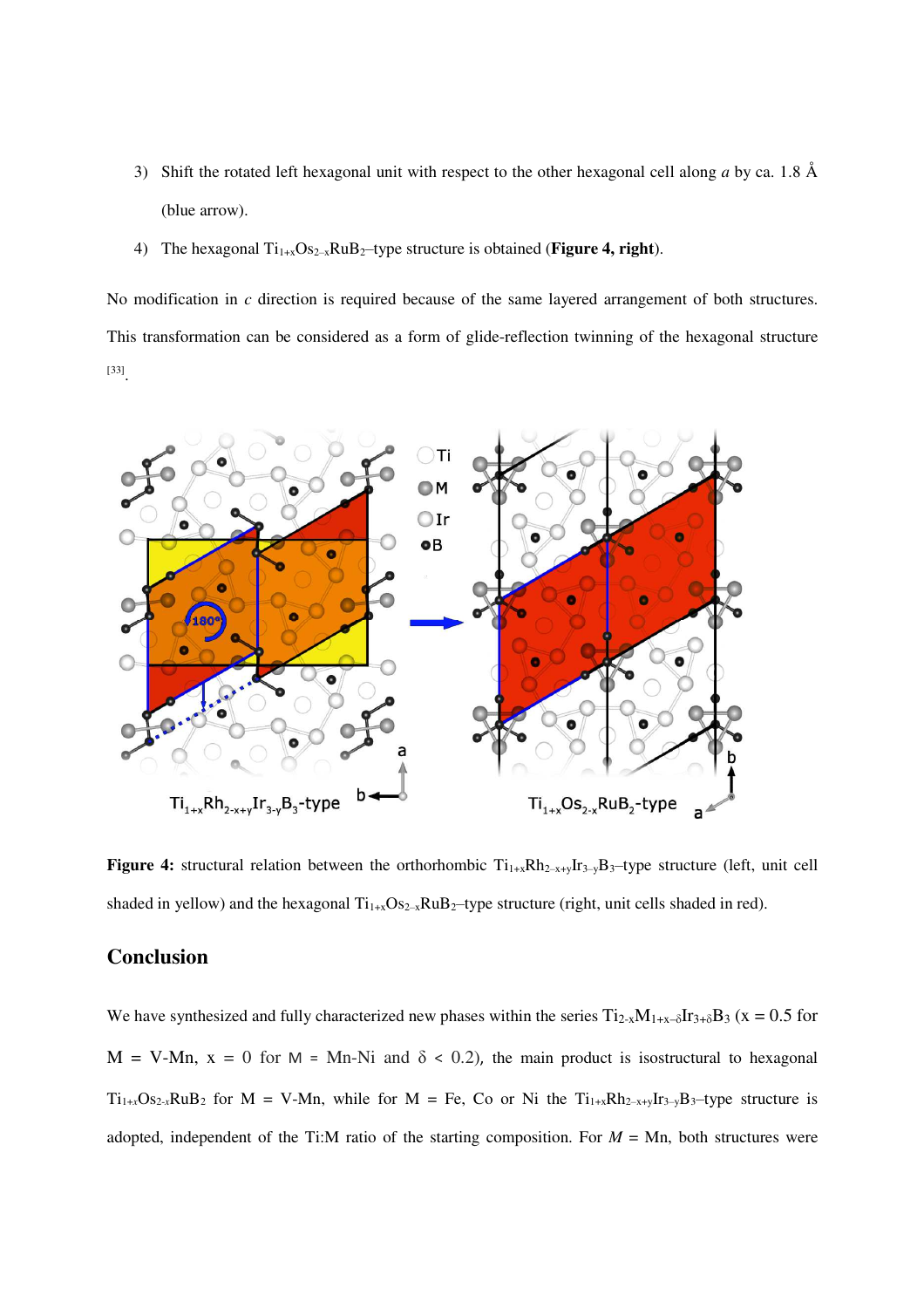3) Shift the rotated left hexagonal unit with respect to the other hexagonal cell along *a* by ca. 1.8 Å (blue arrow).

4) The hexagonal $Ti_{1+x}Os_{2-x}RuB_2$–type structure is obtained (**Figure 4, right**).

No modification in *c* direction is required because of the same layered arrangement of both structures. This transformation can be considered as a form of glide-reflection twinning of the hexagonal structure [33].

**Figure 4:** structural relation between the orthorhombic $Ti_{1+x}Rh_{2-x+y}Ir_{3-y}B_3$–type structure (left, unit cell shaded in yellow) and the hexagonal $Ti_{1+x}Os_{2-x}RuB_2$–type structure (right, unit cells shaded in red).

## Conclusion

We have synthesized and fully characterized new phases within the series $Ti_{2-x}M_{1+x-\delta}Ir_{3+\delta}B_3$ (x = 0.5 for M = V-Mn, x = 0 for M = Mn-Ni and $\delta < 0.2$), the main product is isostructural to hexagonal $Ti_{1+x}Os_{2-x}RuB_2$ for M = V-Mn, while for M = Fe, Co or Ni the $Ti_{1+x}Rh_{2-x+y}Ir_{3-y}B_3$–type structure is adopted, independent of the Ti:M ratio of the starting composition. For *M* = Mn, both structures were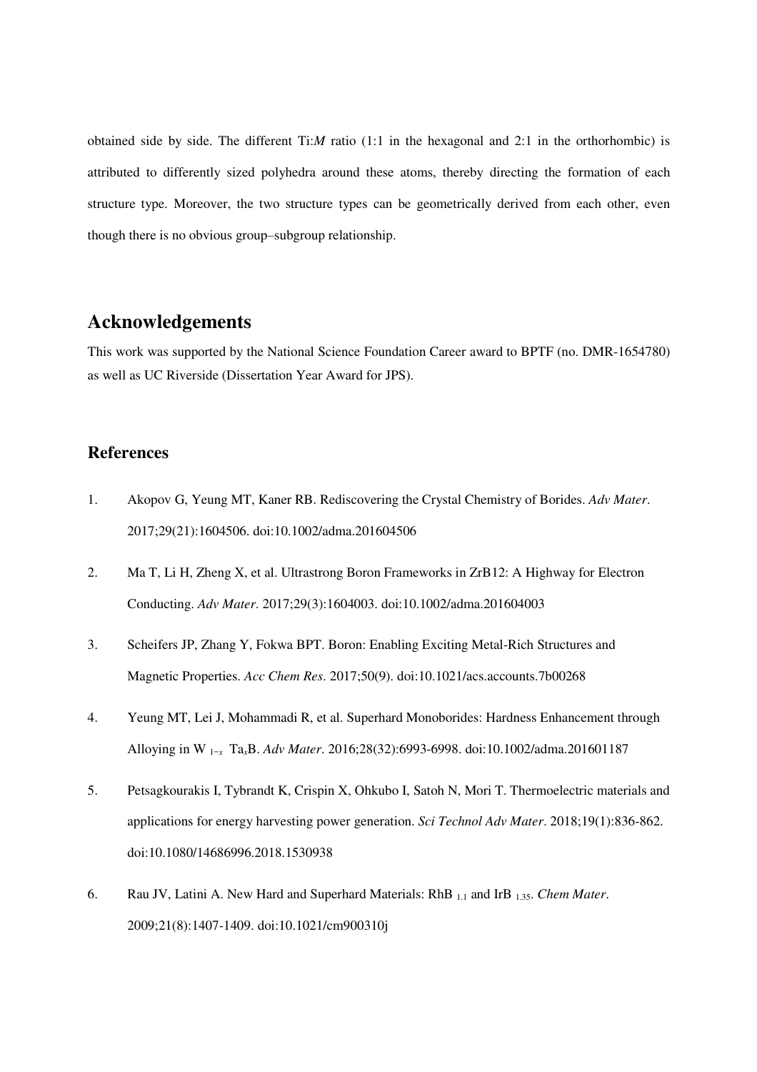obtained side by side. The different Ti:*M* ratio (1:1 in the hexagonal and 2:1 in the orthorhombic) is attributed to differently sized polyhedra around these atoms, thereby directing the formation of each structure type. Moreover, the two structure types can be geometrically derived from each other, even though there is no obvious group–subgroup relationship.

## Acknowledgements

This work was supported by the National Science Foundation Career award to BPTF (no. DMR-1654780) as well as UC Riverside (Dissertation Year Award for JPS).

## References

1. Akopov G, Yeung MT, Kaner RB. Rediscovering the Crystal Chemistry of Borides. *Adv Mater*. 2017;29(21):1604506. doi:10.1002/adma.201604506

2. Ma T, Li H, Zheng X, et al. Ultrastrong Boron Frameworks in ZrB12: A Highway for Electron Conducting. *Adv Mater*. 2017;29(3):1604003. doi:10.1002/adma.201604003

3. Scheifers JP, Zhang Y, Fokwa BPT. Boron: Enabling Exciting Metal-Rich Structures and Magnetic Properties. *Acc Chem Res*. 2017;50(9). doi:10.1021/acs.accounts.7b00268

4. Yeung MT, Lei J, Mohammadi R, et al. Superhard Monoborides: Hardness Enhancement through Alloying in $W_{1-x}Ta_xB$. *Adv Mater*. 2016;28(32):6993-6998. doi:10.1002/adma.201601187

5. Petsagkourakis I, Tybrandt K, Crispin X, Ohkubo I, Satoh N, Mori T. Thermoelectric materials and applications for energy harvesting power generation. *Sci Technol Adv Mater*. 2018;19(1):836-862. doi:10.1080/14686996.2018.1530938

6. Rau JV, Latini A. New Hard and Superhard Materials: $RhB_{1.1}$ and $IrB_{1.35}$. *Chem Mater*. 2009;21(8):1407-1409. doi:10.1021/cm900310j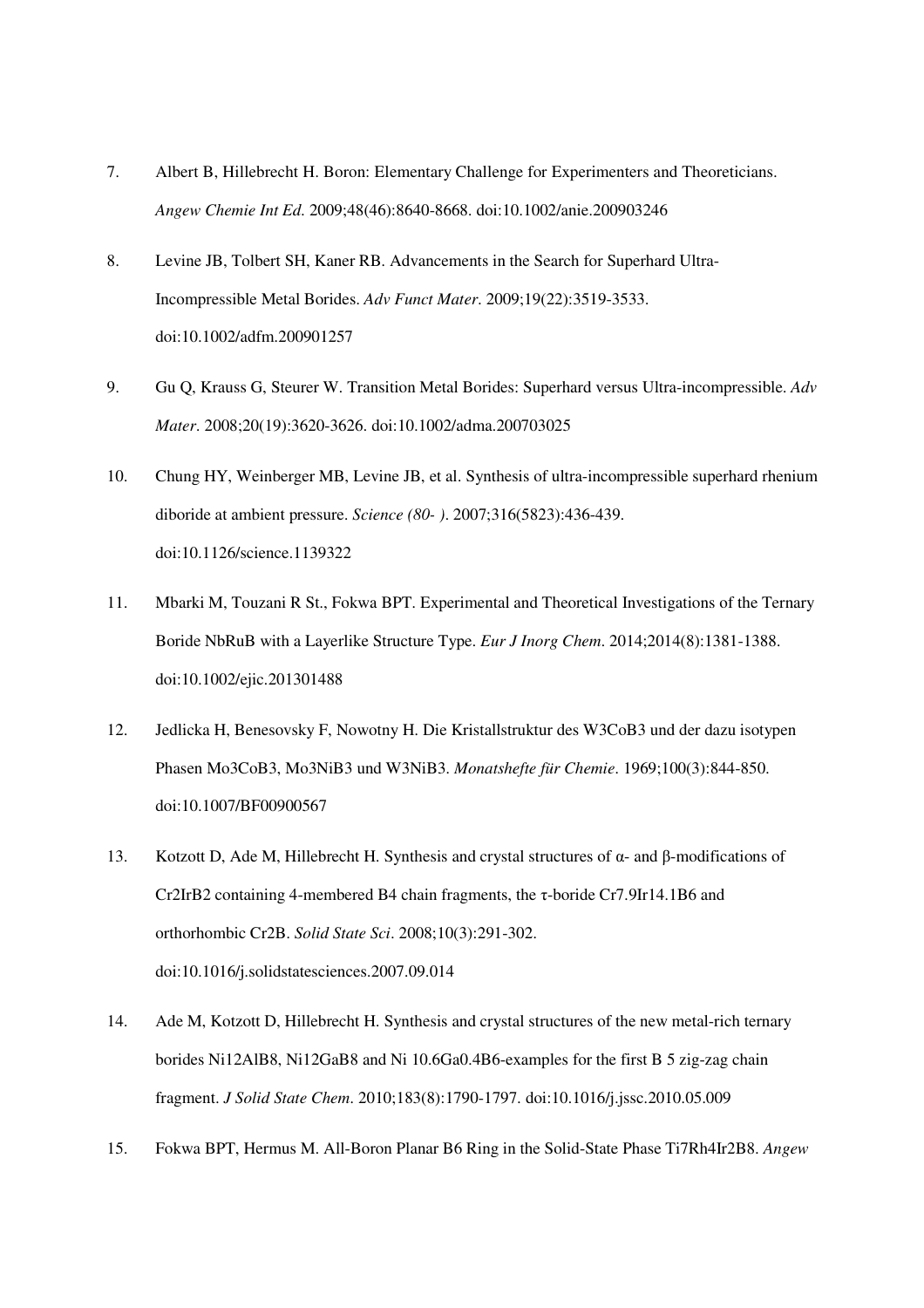7. Albert B, Hillebrecht H. Boron: Elementary Challenge for Experimenters and Theoreticians. *Angew Chemie Int Ed*. 2009;48(46):8640-8668. doi:10.1002/anie.200903246

8. Levine JB, Tolbert SH, Kaner RB. Advancements in the Search for Superhard Ultra-Incompressible Metal Borides. *Adv Funct Mater*. 2009;19(22):3519-3533. doi:10.1002/adfm.200901257

9. Gu Q, Krauss G, Steurer W. Transition Metal Borides: Superhard versus Ultra-incompressible. *Adv Mater*. 2008;20(19):3620-3626. doi:10.1002/adma.200703025

10. Chung HY, Weinberger MB, Levine JB, et al. Synthesis of ultra-incompressible superhard rhenium diboride at ambient pressure. *Science (80- )*. 2007;316(5823):436-439. doi:10.1126/science.1139322

11. Mbarki M, Touzani R St., Fokwa BPT. Experimental and Theoretical Investigations of the Ternary Boride NbRuB with a Layerlike Structure Type. *Eur J Inorg Chem*. 2014;2014(8):1381-1388. doi:10.1002/ejic.201301488

12. Jedlicka H, Benesovsky F, Nowotny H. Die Kristallstruktur des $W_3CoB_3$ und der dazu isotypen Phasen $Mo_3CoB_3$, $Mo_3NiB_3$ und $W_3NiB_3$. *Monatshefte für Chemie*. 1969;100(3):844-850. doi:10.1007/BF00900567

13. Kotzott D, Ade M, Hillebrecht H. Synthesis and crystal structures of α- and β-modifications of $Cr_2IrB_2$ containing 4-membered $B_4$ chain fragments, the τ-boride $Cr_{7.9}Ir_{14.1}B_6$ and orthorhombic $Cr_2B$. *Solid State Sci*. 2008;10(3):291-302. doi:10.1016/j.solidstatesciences.2007.09.014

14. Ade M, Kotzott D, Hillebrecht H. Synthesis and crystal structures of the new metal-rich ternary borides $Ni_{12}AlB_8$, $Ni_{12}GaB_8$ and $Ni_{10.6}Ga_{0.4}B_6$-examples for the first $B_5$ zig-zag chain fragment. *J Solid State Chem*. 2010;183(8):1790-1797. doi:10.1016/j.jssc.2010.05.009

15. Fokwa BPT, Hermus M. All-Boron Planar $B_6$ Ring in the Solid-State Phase $Ti_7Rh_4Ir_2B_8$. *Angew*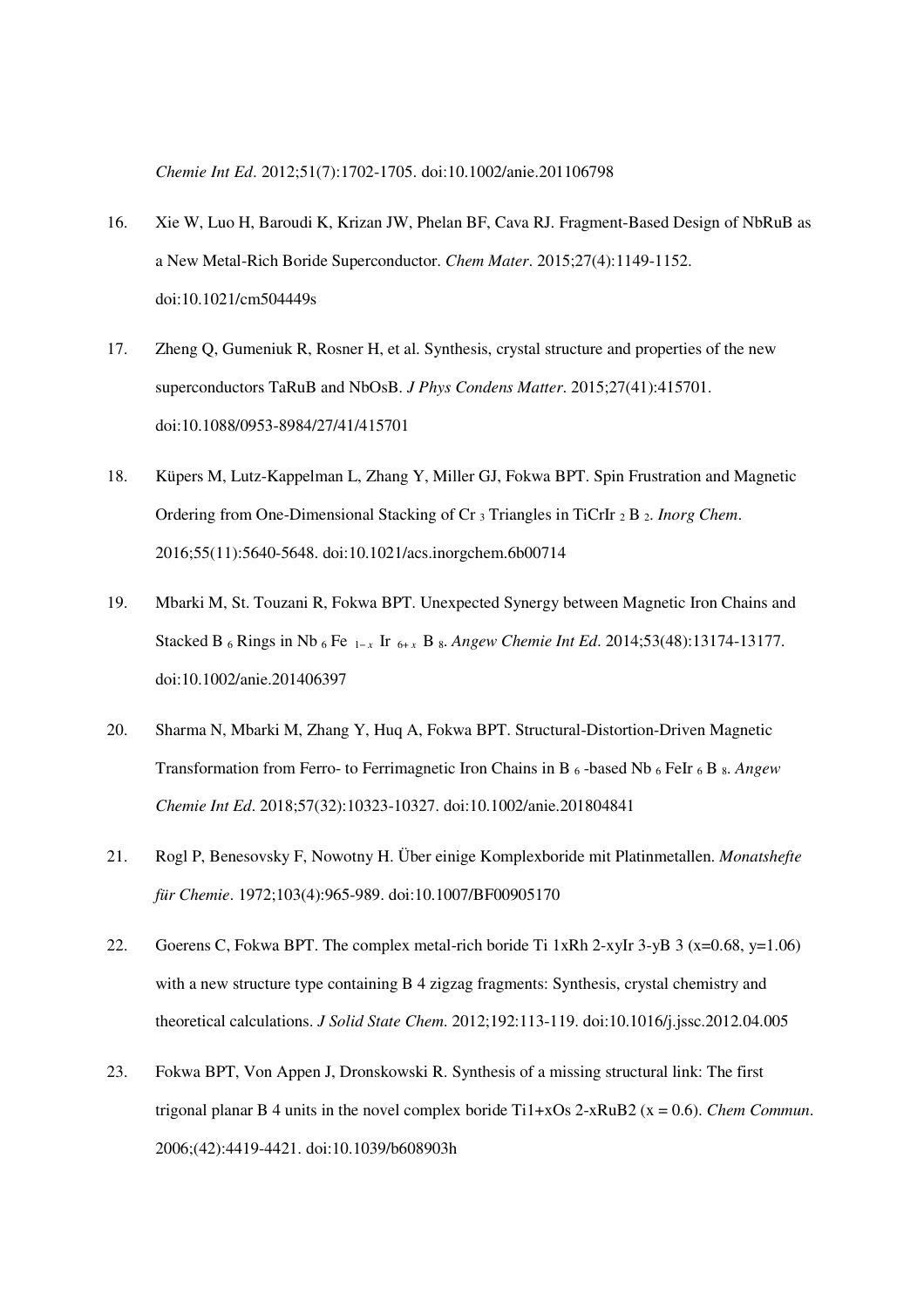*Chemie Int Ed*. 2012;51(7):1702-1705. doi:10.1002/anie.201106798

16. Xie W, Luo H, Baroudi K, Krizan JW, Phelan BF, Cava RJ. Fragment-Based Design of NbRuB as a New Metal-Rich Boride Superconductor. *Chem Mater*. 2015;27(4):1149-1152. doi:10.1021/cm504449s

17. Zheng Q, Gumeniuk R, Rosner H, et al. Synthesis, crystal structure and properties of the new superconductors TaRuB and NbOsB. *J Phys Condens Matter*. 2015;27(41):415701. doi:10.1088/0953-8984/27/41/415701

18. Küpers M, Lutz-Kappelman L, Zhang Y, Miller GJ, Fokwa BPT. Spin Frustration and Magnetic Ordering from One-Dimensional Stacking of $Cr_3$ Triangles in $TiCrIr_2B_2$. *Inorg Chem*. 2016;55(11):5640-5648. doi:10.1021/acs.inorgchem.6b00714

19. Mbarki M, St. Touzani R, Fokwa BPT. Unexpected Synergy between Magnetic Iron Chains and Stacked $B_6$ Rings in $Nb_6Fe_{1-x}Ir_{6+x}B_8$. *Angew Chemie Int Ed*. 2014;53(48):13174-13177. doi:10.1002/anie.201406397

20. Sharma N, Mbarki M, Zhang Y, Huq A, Fokwa BPT. Structural-Distortion-Driven Magnetic Transformation from Ferro- to Ferrimagnetic Iron Chains in $B_6$-based $Nb_6FeIr_6B_8$. *Angew Chemie Int Ed*. 2018;57(32):10323-10327. doi:10.1002/anie.201804841

21. Rogl P, Benesovsky F, Nowotny H. Über einige Komplexboride mit Platinmetallen. *Monatshefte für Chemie*. 1972;103(4):965-989. doi:10.1007/BF00905170

22. Goerens C, Fokwa BPT. The complex metal-rich boride Ti 1xRh 2-xyIr 3-yB 3 (x=0.68, y=1.06) with a new structure type containing B 4 zigzag fragments: Synthesis, crystal chemistry and theoretical calculations. *J Solid State Chem*. 2012;192:113-119. doi:10.1016/j.jssc.2012.04.005

23. Fokwa BPT, Von Appen J, Dronskowski R. Synthesis of a missing structural link: The first trigonal planar B 4 units in the novel complex boride Ti1+xOs 2-xRuB2 (x = 0.6). *Chem Commun*. 2006;(42):4419-4421. doi:10.1039/b608903h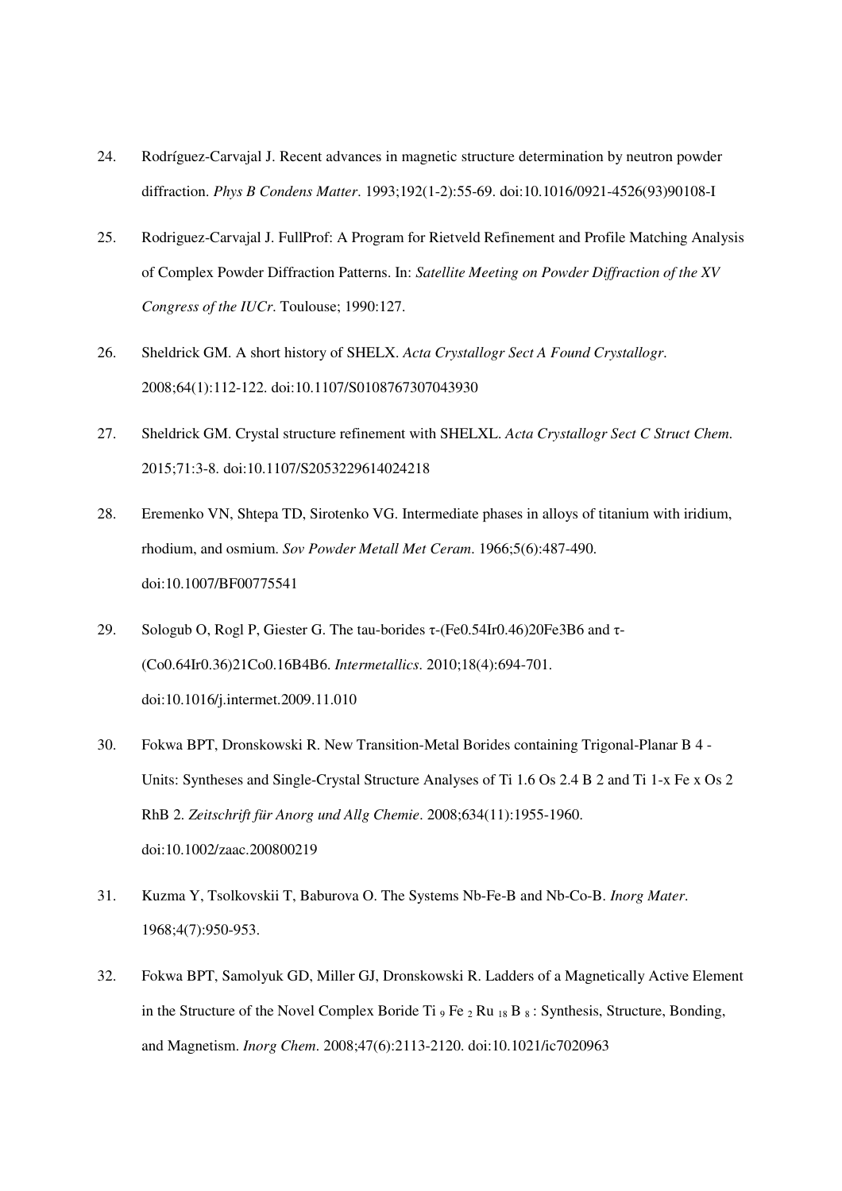24. Rodríguez-Carvajal J. Recent advances in magnetic structure determination by neutron powder diffraction. *Phys B Condens Matter*. 1993;192(1-2):55-69. doi:10.1016/0921-4526(93)90108-I

25. Rodriguez-Carvajal J. FullProf: A Program for Rietveld Refinement and Profile Matching Analysis of Complex Powder Diffraction Patterns. In: *Satellite Meeting on Powder Diffraction of the XV Congress of the IUCr*. Toulouse; 1990:127.

26. Sheldrick GM. A short history of SHELX. *Acta Crystallogr Sect A Found Crystallogr*. 2008;64(1):112-122. doi:10.1107/S0108767307043930

27. Sheldrick GM. Crystal structure refinement with SHELXL. *Acta Crystallogr Sect C Struct Chem*. 2015;71:3-8. doi:10.1107/S2053229614024218

28. Eremenko VN, Shtepa TD, Sirotenko VG. Intermediate phases in alloys of titanium with iridium, rhodium, and osmium. *Sov Powder Metall Met Ceram*. 1966;5(6):487-490. doi:10.1007/BF00775541

29. Sologub O, Rogl P, Giester G. The tau-borides τ-$(Fe_{0.54}Ir_{0.46})_{20}Fe_3B_6$ and τ-$(Co_{0.64}Ir_{0.36})_{21}Co_{0.16}B_4B_6$. *Intermetallics*. 2010;18(4):694-701. doi:10.1016/j.intermet.2009.11.010

30. Fokwa BPT, Dronskowski R. New Transition-Metal Borides containing Trigonal-Planar $B_4$-Units: Syntheses and Single-Crystal Structure Analyses of $Ti_{1.6}Os_{2.4}B_2$ and $Ti_{1-x}Fe_xOs_2RhB_2$. *Zeitschrift für Anorg und Allg Chemie*. 2008;634(11):1955-1960. doi:10.1002/zaac.200800219

31. Kuzma Y, Tsolkovskii T, Baburova O. The Systems Nb-Fe-B and Nb-Co-B. *Inorg Mater*. 1968;4(7):950-953.

32. Fokwa BPT, Samolyuk GD, Miller GJ, Dronskowski R. Ladders of a Magnetically Active Element in the Structure of the Novel Complex Boride $Ti_9Fe_2Ru_{18}B_8$: Synthesis, Structure, Bonding, and Magnetism. *Inorg Chem*. 2008;47(6):2113-2120. doi:10.1021/ic7020963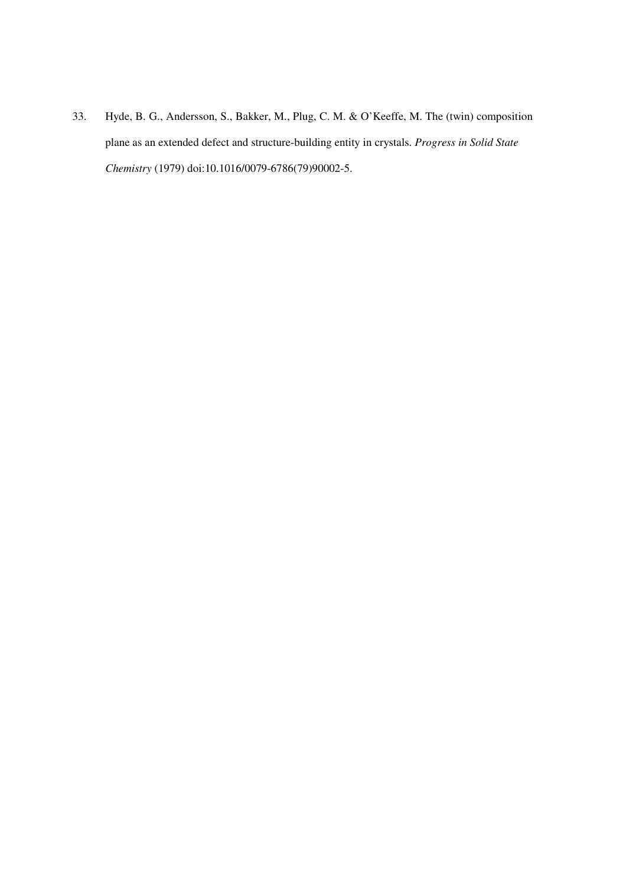33. Hyde, B. G., Andersson, S., Bakker, M., Plug, C. M. & O'Keeffe, M. The (twin) composition plane as an extended defect and structure-building entity in crystals. *Progress in Solid State Chemistry* (1979) doi:10.1016/0079-6786(79)90002-5.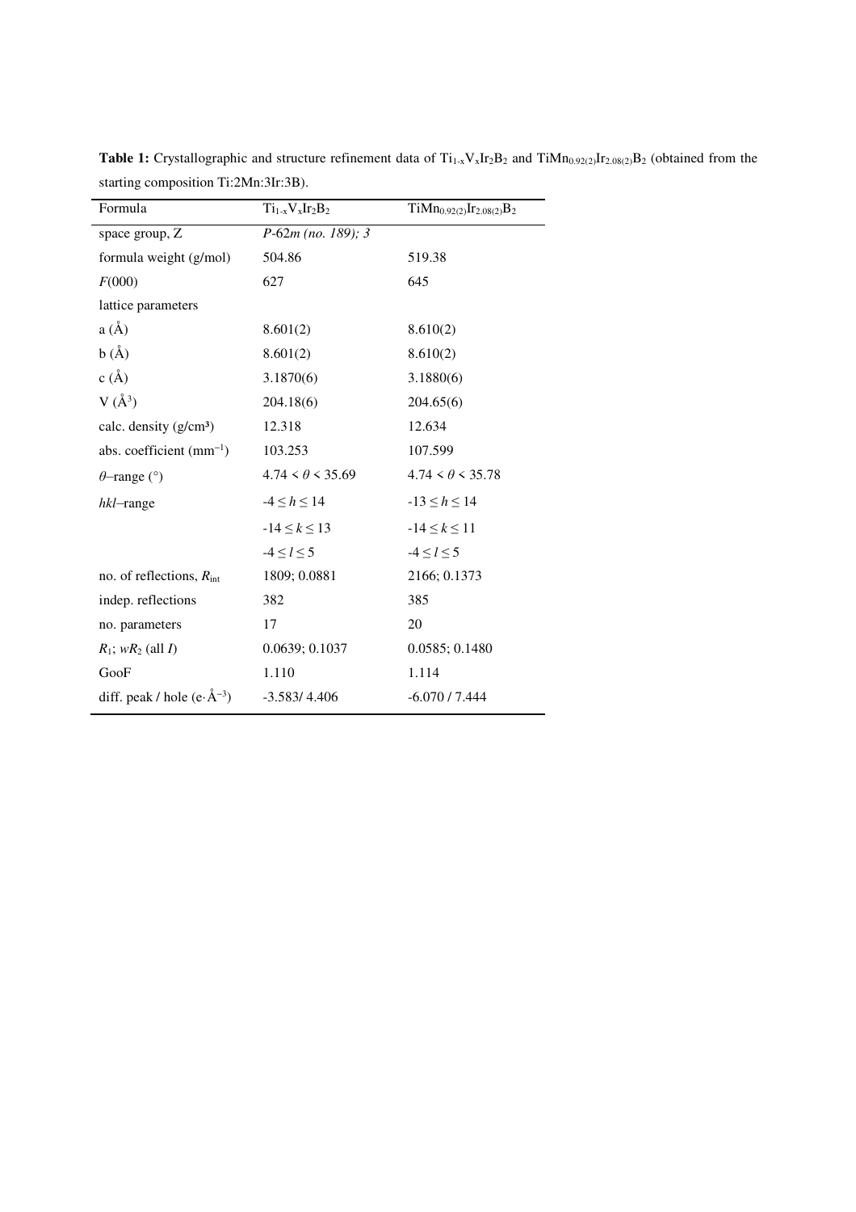**Table 1:** Crystallographic and structure refinement data of $Ti_{1-x}V_xIr_2B_2$ and $TiMn_{0.92(2)}Ir_{2.08(2)}B_2$ (obtained from the starting composition Ti:2Mn:3Ir:3B).

| Formula | $Ti_{1-x}V_xIr_2B_2$ | $TiMn_{0.92(2)}Ir_{2.08(2)}B_2$ |
|---|---|---|
| space group, Z | *P*-62*m (no. 189); 3* | |
| formula weight (g/mol) | 504.86 | 519.38 |
| *F*(000) | 627 | 645 |
| lattice parameters | | |
| a (Å) | 8.601(2) | 8.610(2) |
| b (Å) | 8.601(2) | 8.610(2) |
| c (Å) | 3.1870(6) | 3.1880(6) |
| V (Å$^3$) | 204.18(6) | 204.65(6) |
| calc. density (g/cm³) | 12.318 | 12.634 |
| abs. coefficient (mm$^{-1}$) | 103.253 | 107.599 |
| $\theta$–range (°) | $4.74 < \theta < 35.69$ | $4.74 < \theta < 35.78$ |
| *hkl*–range | $-4 \leq h \leq 14$ | $-13 \leq h \leq 14$ |
| | $-14 \leq k \leq 13$ | $-14 \leq k \leq 11$ |
| | $-4 \leq l \leq 5$ | $-4 \leq l \leq 5$ |
| no. of reflections, $R_{int}$ | 1809; 0.0881 | 2166; 0.1373 |
| indep. reflections | 382 | 385 |
| no. parameters | 17 | 20 |
| $R_1$; $wR_2$ (all $I$) | 0.0639; 0.1037 | 0.0585; 0.1480 |
| GooF | 1.110 | 1.114 |
| diff. peak / hole (e·Å$^{-3}$) | -3.583/ 4.406 | -6.070 / 7.444 |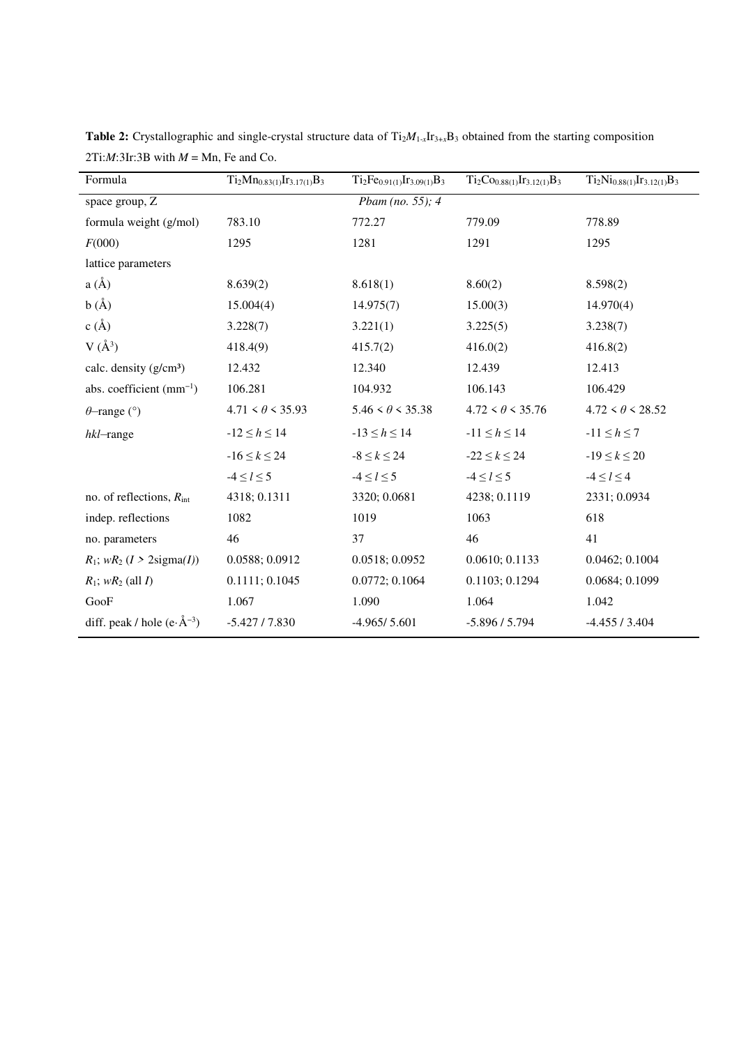**Table 2:** Crystallographic and single-crystal structure data of $Ti_2M_{1-x}Ir_{3+x}B_3$ obtained from the starting composition 2Ti:*M*:3Ir:3B with *M* = Mn, Fe and Co.

| Formula | $Ti_2Mn_{0.83(1)}Ir_{3.17(1)}B_3$ | $Ti_2Fe_{0.91(1)}Ir_{3.09(1)}B_3$ | $Ti_2Co_{0.88(1)}Ir_{3.12(1)}B_3$ | $Ti_2Ni_{0.88(1)}Ir_{3.12(1)}B_3$ |
|---|---|---|---|---|
| space group, Z | | *Pbam (no. 55); 4* | | |
| formula weight (g/mol) | 783.10 | 772.27 | 779.09 | 778.89 |
| *F*(000) | 1295 | 1281 | 1291 | 1295 |
| lattice parameters | | | | |
| a (Å) | 8.639(2) | 8.618(1) | 8.60(2) | 8.598(2) |
| b (Å) | 15.004(4) | 14.975(7) | 15.00(3) | 14.970(4) |
| c (Å) | 3.228(7) | 3.221(1) | 3.225(5) | 3.238(7) |
| V (Å$^3$) | 418.4(9) | 415.7(2) | 416.0(2) | 416.8(2) |
| calc. density (g/cm³) | 12.432 | 12.340 | 12.439 | 12.413 |
| abs. coefficient (mm$^{-1}$) | 106.281 | 104.932 | 106.143 | 106.429 |
| $\theta$–range (°) | $4.71 < \theta < 35.93$ | $5.46 < \theta < 35.38$ | $4.72 < \theta < 35.76$ | $4.72 < \theta < 28.52$ |
| *hkl*–range | $-12 \leq h \leq 14$ | $-13 \leq h \leq 14$ | $-11 \leq h \leq 14$ | $-11 \leq h \leq 7$ |
| | $-16 \leq k \leq 24$ | $-8 \leq k \leq 24$ | $-22 \leq k \leq 24$ | $-19 \leq k \leq 20$ |
| | $-4 \leq l \leq 5$ | $-4 \leq l \leq 5$ | $-4 \leq l \leq 5$ | $-4 \leq l \leq 4$ |
| no. of reflections, $R_{int}$ | 4318; 0.1311 | 3320; 0.0681 | 4238; 0.1119 | 2331; 0.0934 |
| indep. reflections | 1082 | 1019 | 1063 | 618 |
| no. parameters | 46 | 37 | 46 | 41 |
| $R_1$; $wR_2$ ($I$ > 2sigma($I$)) | 0.0588; 0.0912 | 0.0518; 0.0952 | 0.0610; 0.1133 | 0.0462; 0.1004 |
| $R_1$; $wR_2$ (all $I$) | 0.1111; 0.1045 | 0.0772; 0.1064 | 0.1103; 0.1294 | 0.0684; 0.1099 |
| GooF | 1.067 | 1.090 | 1.064 | 1.042 |
| diff. peak / hole (e·Å$^{-3}$) | -5.427 / 7.830 | -4.965/ 5.601 | -5.896 / 5.794 | -4.455 / 3.404 |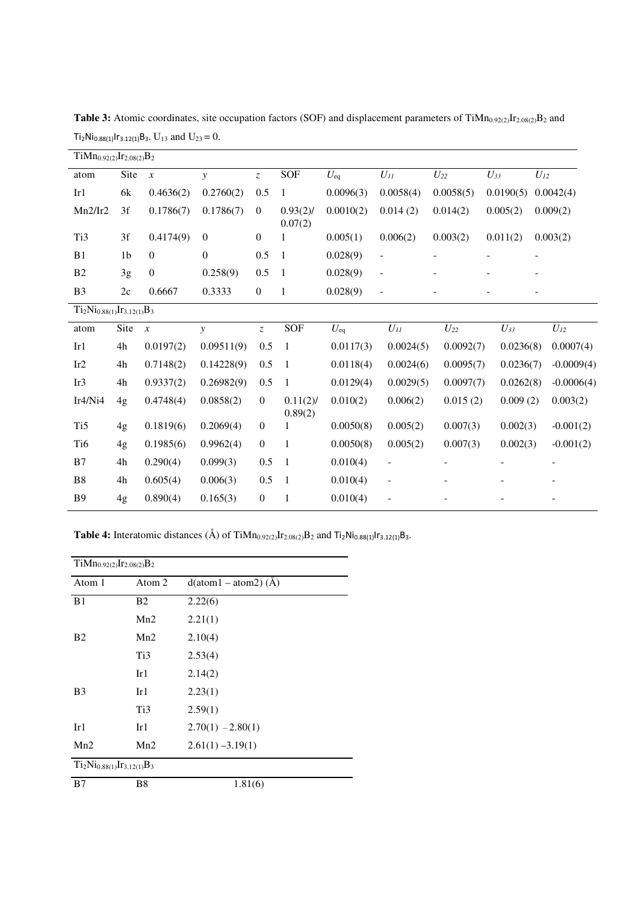**Table 3:** Atomic coordinates, site occupation factors (SOF) and displacement parameters of $TiMn_{0.92(2)}Ir_{2.08(2)}B_2$ and $Ti_2Ni_{0.88(1)}Ir_{3.12(1)}B_3$. $U_{13}$ and $U_{23}$ = 0.

| $TiMn_{0.92(2)}Ir_{2.08(2)}B_2$ | | | | | | | | | | |
|---|---|---|---|---|---|---|---|---|---|---|
| atom | Site | *x* | *y* | *z* | SOF | $U_{eq}$ | $U_{11}$ | $U_{22}$ | $U_{33}$ | $U_{12}$ |
| Ir1 | 6k | 0.4636(2) | 0.2760(2) | 0.5 | 1 | 0.0096(3) | 0.0058(4) | 0.0058(5) | 0.0190(5) | 0.0042(4) |
| Mn2/Ir2 | 3f | 0.1786(7) | 0.1786(7) | 0 | 0.93(2)/ 0.07(2) | 0.0010(2) | 0.014 (2) | 0.014(2) | 0.005(2) | 0.009(2) |
| Ti3 | 3f | 0.4174(9) | 0 | 0 | 1 | 0.005(1) | 0.006(2) | 0.003(2) | 0.011(2) | 0.003(2) |
| B1 | 1b | 0 | 0 | 0.5 | 1 | 0.028(9) | - | - | - | - |
| B2 | 3g | 0 | 0.258(9) | 0.5 | 1 | 0.028(9) | - | - | - | - |
| B3 | 2c | 0.6667 | 0.3333 | 0 | 1 | 0.028(9) | - | - | - | - |
| $Ti_2Ni_{0.88(1)}Ir_{3.12(1)}B_3$ | | | | | | | | | | |
| atom | Site | *x* | *y* | *z* | SOF | $U_{eq}$ | $U_{11}$ | $U_{22}$ | $U_{33}$ | $U_{12}$ |
| Ir1 | 4h | 0.0197(2) | 0.09511(9) | 0.5 | 1 | 0.0117(3) | 0.0024(5) | 0.0092(7) | 0.0236(8) | 0.0007(4) |
| Ir2 | 4h | 0.7148(2) | 0.14228(9) | 0.5 | 1 | 0.0118(4) | 0.0024(6) | 0.0095(7) | 0.0236(7) | -0.0009(4) |
| Ir3 | 4h | 0.9337(2) | 0.26982(9) | 0.5 | 1 | 0.0129(4) | 0.0029(5) | 0.0097(7) | 0.0262(8) | -0.0006(4) |
| Ir4/Ni4 | 4g | 0.4748(4) | 0.0858(2) | 0 | 0.11(2)/ 0.89(2) | 0.010(2) | 0.006(2) | 0.015 (2) | 0.009 (2) | 0.003(2) |
| Ti5 | 4g | 0.1819(6) | 0.2069(4) | 0 | 1 | 0.0050(8) | 0.005(2) | 0.007(3) | 0.002(3) | -0.001(2) |
| Ti6 | 4g | 0.1985(6) | 0.9962(4) | 0 | 1 | 0.0050(8) | 0.005(2) | 0.007(3) | 0.002(3) | -0.001(2) |
| B7 | 4h | 0.290(4) | 0.099(3) | 0.5 | 1 | 0.010(4) | - | - | - | - |
| B8 | 4h | 0.605(4) | 0.006(3) | 0.5 | 1 | 0.010(4) | - | - | - | - |
| B9 | 4g | 0.890(4) | 0.165(3) | 0 | 1 | 0.010(4) | - | - | - | - |

**Table 4:** Interatomic distances (Å) of $TiMn_{0.92(2)}Ir_{2.08(2)}B_2$ and $Ti_2Ni_{0.88(1)}Ir_{3.12(1)}B_3$.

| $TiMn_{0.92(2)}Ir_{2.08(2)}B_2$ | | |
|---|---|---|
| Atom 1 | Atom 2 | d(atom1 – atom2) (Å) |
| B1 | B2 | 2.22(6) |
| | Mn2 | 2.21(1) |
| B2 | Mn2 | 2.10(4) |
| | Ti3 | 2.53(4) |
| | Ir1 | 2.14(2) |
| B3 | Ir1 | 2.23(1) |
| | Ti3 | 2.59(1) |
| Ir1 | Ir1 | 2.70(1) – 2.80(1) |
| Mn2 | Mn2 | 2.61(1) – 3.19(1) |
| $Ti_2Ni_{0.88(1)}Ir_{3.12(1)}B_3$ | | |
| B7 | B8 | 1.81(6) |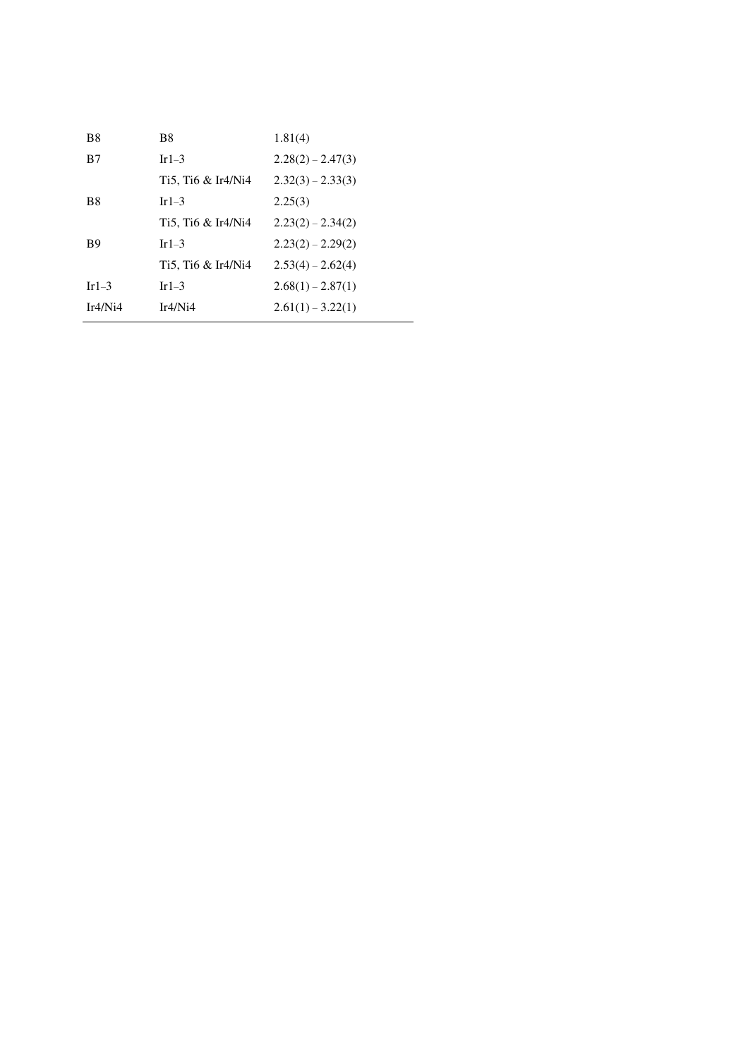| | | |
|---|---|---|
| B8 | B8 | 1.81(4) |
| B7 | Ir1–3 | 2.28(2) – 2.47(3) |
| | Ti5, Ti6 & Ir4/Ni4 | 2.32(3) – 2.33(3) |
| B8 | Ir1–3 | 2.25(3) |
| | Ti5, Ti6 & Ir4/Ni4 | 2.23(2) – 2.34(2) |
| B9 | Ir1–3 | 2.23(2) – 2.29(2) |
| | Ti5, Ti6 & Ir4/Ni4 | 2.53(4) – 2.62(4) |
| Ir1–3 | Ir1–3 | 2.68(1) – 2.87(1) |
| Ir4/Ni4 | Ir4/Ni4 | 2.61(1) – 3.22(1) |